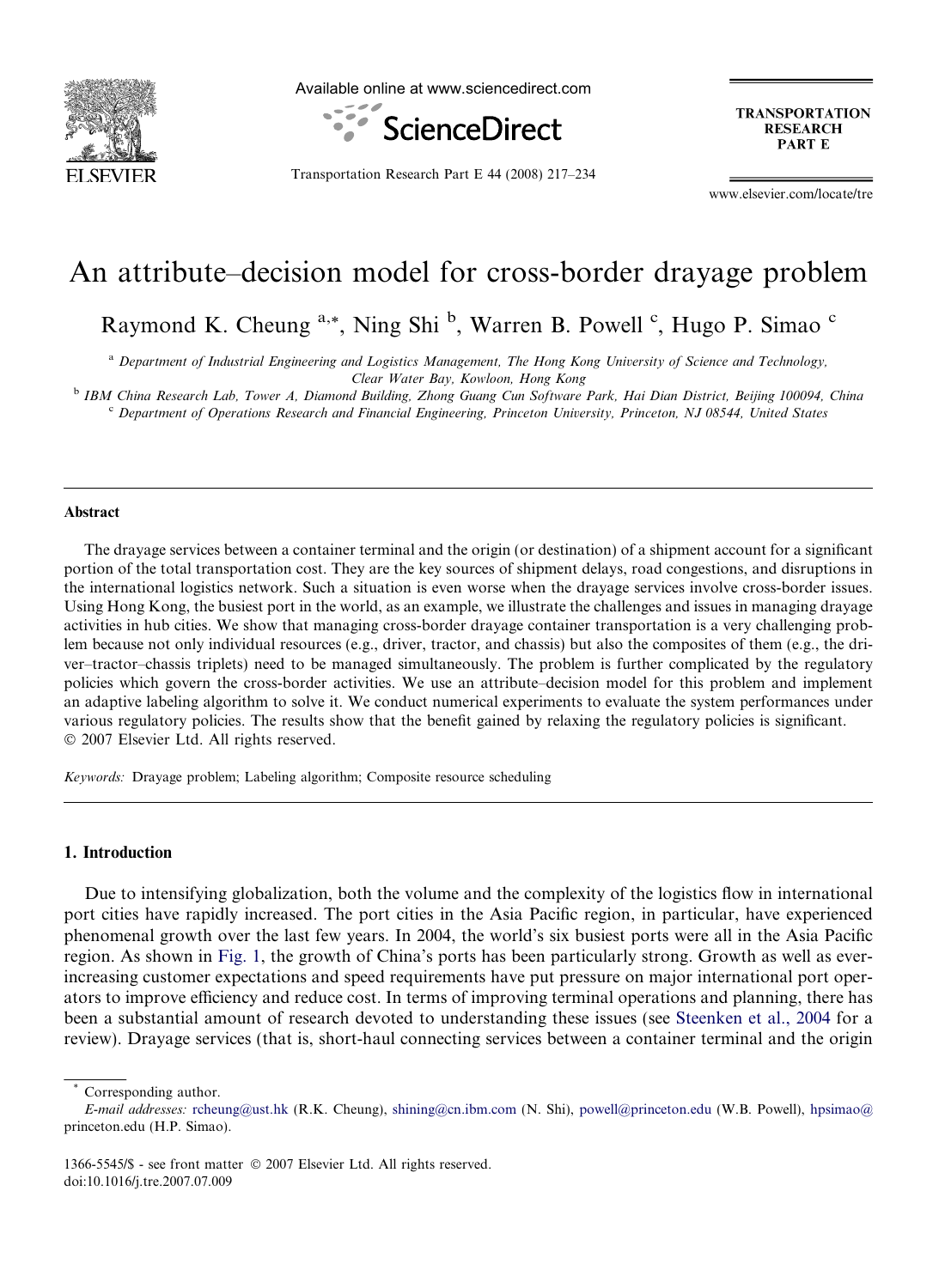# An attribute–decision model for cross-border drayage problem

Raymond K. Cheung [a,*], Ning Shi [b], Warren B. Powell [c], Hugo P. Simao [c]

[a] Department of Industrial Engineering and Logistics Management, The Hong Kong University of Science and Technology, Clear Water Bay, Kowloon, Hong Kong

[b] IBM China Research Lab, Tower A, Diamond Building, Zhong Guang Cun Software Park, Hai Dian District, Beijing 100094, China

[c] Department of Operations Research and Financial Engineering, Princeton University, Princeton, NJ 08544, United States

### Abstract

The drayage services between a container terminal and the origin (or destination) of a shipment account for a significant portion of the total transportation cost. They are the key sources of shipment delays, road congestions, and disruptions in the international logistics network. Such a situation is even worse when the drayage services involve cross-border issues. Using Hong Kong, the busiest port in the world, as an example, we illustrate the challenges and issues in managing drayage activities in hub cities. We show that managing cross-border drayage container transportation is a very challenging problem because not only individual resources (e.g., driver, tractor, and chassis) but also the composites of them (e.g., the driver–tractor–chassis triplets) need to be managed simultaneously. The problem is further complicated by the regulatory policies which govern the cross-border activities. We use an attribute–decision model for this problem and implement an adaptive labeling algorithm to solve it. We conduct numerical experiments to evaluate the system performances under various regulatory policies. The results show that the benefit gained by relaxing the regulatory policies is significant.
© 2007 Elsevier Ltd. All rights reserved.

*Keywords:* Drayage problem; Labeling algorithm; Composite resource scheduling

## 1. Introduction

Due to intensifying globalization, both the volume and the complexity of the logistics flow in international port cities have rapidly increased. The port cities in the Asia Pacific region, in particular, have experienced phenomenal growth over the last few years. In 2004, the world's six busiest ports were all in the Asia Pacific region. As shown in Fig. 1, the growth of China's ports has been particularly strong. Growth as well as ever-increasing customer expectations and speed requirements have put pressure on major international port operators to improve efficiency and reduce cost. In terms of improving terminal operations and planning, there has been a substantial amount of research devoted to understanding these issues (see Steenken et al., 2004 for a review). Drayage services (that is, short-haul connecting services between a container terminal and the origin

---

* Corresponding author.
*E-mail addresses:* rcheung@ust.hk (R.K. Cheung), shining@cn.ibm.com (N. Shi), powell@princeton.edu (W.B. Powell), hpsimao@princeton.edu (H.P. Simao).

1366-5545/$ - see front matter © 2007 Elsevier Ltd. All rights reserved.
doi:10.1016/j.tre.2007.07.009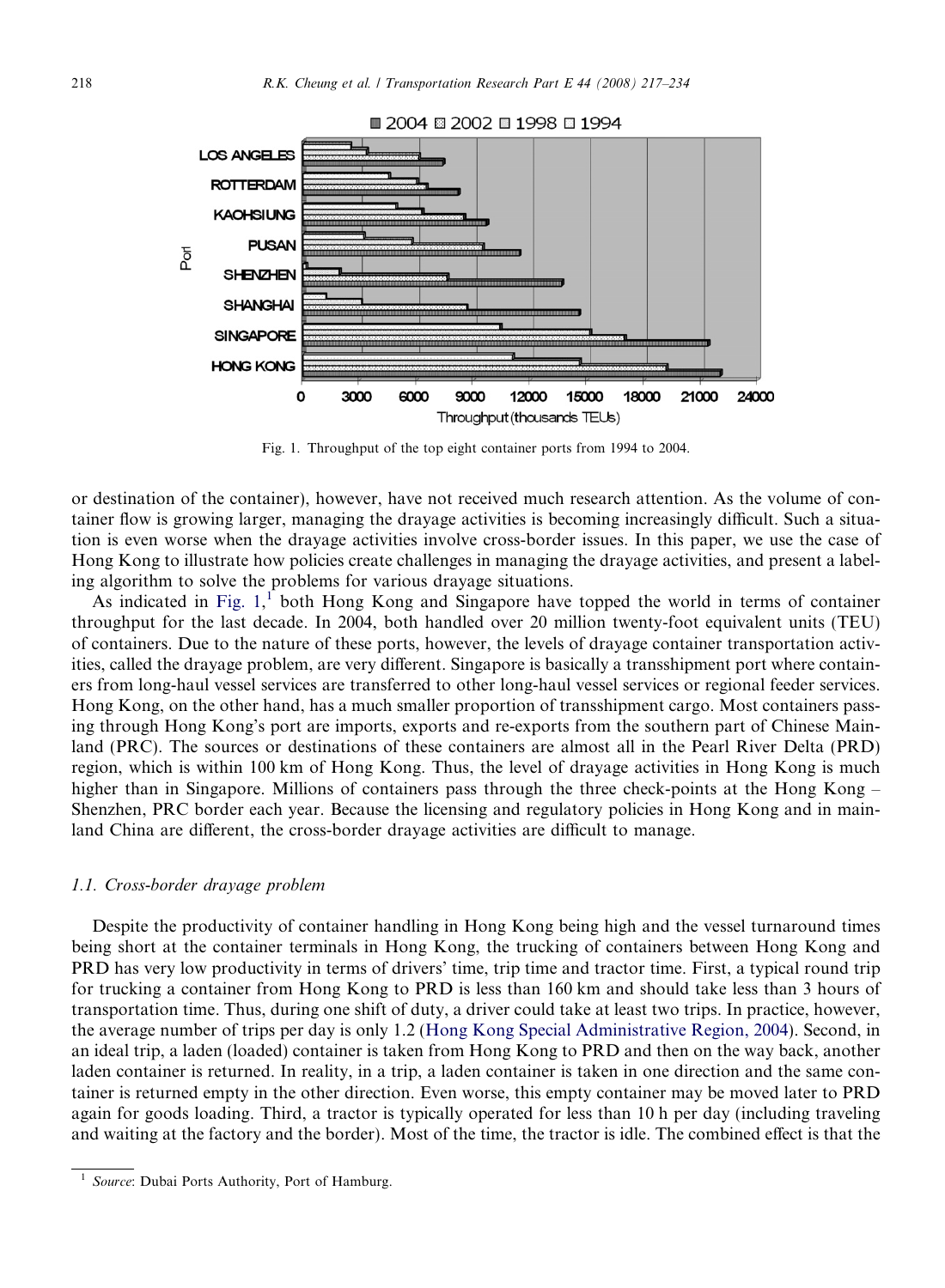Fig. 1. Throughput of the top eight container ports from 1994 to 2004.

or destination of the container), however, have not received much research attention. As the volume of container flow is growing larger, managing the drayage activities is becoming increasingly difficult. Such a situation is even worse when the drayage activities involve cross-border issues. In this paper, we use the case of Hong Kong to illustrate how policies create challenges in managing the drayage activities, and present a labeling algorithm to solve the problems for various drayage situations.

As indicated in Fig. 1,[1] both Hong Kong and Singapore have topped the world in terms of container throughput for the last decade. In 2004, both handled over 20 million twenty-foot equivalent units (TEU) of containers. Due to the nature of these ports, however, the levels of drayage container transportation activities, called the drayage problem, are very different. Singapore is basically a transshipment port where containers from long-haul vessel services are transferred to other long-haul vessel services or regional feeder services. Hong Kong, on the other hand, has a much smaller proportion of transshipment cargo. Most containers passing through Hong Kong's port are imports, exports and re-exports from the southern part of Chinese Mainland (PRC). The sources or destinations of these containers are almost all in the Pearl River Delta (PRD) region, which is within 100 km of Hong Kong. Thus, the level of drayage activities in Hong Kong is much higher than in Singapore. Millions of containers pass through the three check-points at the Hong Kong – Shenzhen, PRC border each year. Because the licensing and regulatory policies in Hong Kong and in mainland China are different, the cross-border drayage activities are difficult to manage.

### 1.1. Cross-border drayage problem

Despite the productivity of container handling in Hong Kong being high and the vessel turnaround times being short at the container terminals in Hong Kong, the trucking of containers between Hong Kong and PRD has very low productivity in terms of drivers' time, trip time and tractor time. First, a typical round trip for trucking a container from Hong Kong to PRD is less than 160 km and should take less than 3 hours of transportation time. Thus, during one shift of duty, a driver could take at least two trips. In practice, however, the average number of trips per day is only 1.2 (Hong Kong Special Administrative Region, 2004). Second, in an ideal trip, a laden (loaded) container is taken from Hong Kong to PRD and then on the way back, another laden container is returned. In reality, in a trip, a laden container is taken in one direction and the same container is returned empty in the other direction. Even worse, this empty container may be moved later to PRD again for goods loading. Third, a tractor is typically operated for less than 10 h per day (including traveling and waiting at the factory and the border). Most of the time, the tractor is idle. The combined effect is that the

[1] *Source*: Dubai Ports Authority, Port of Hamburg.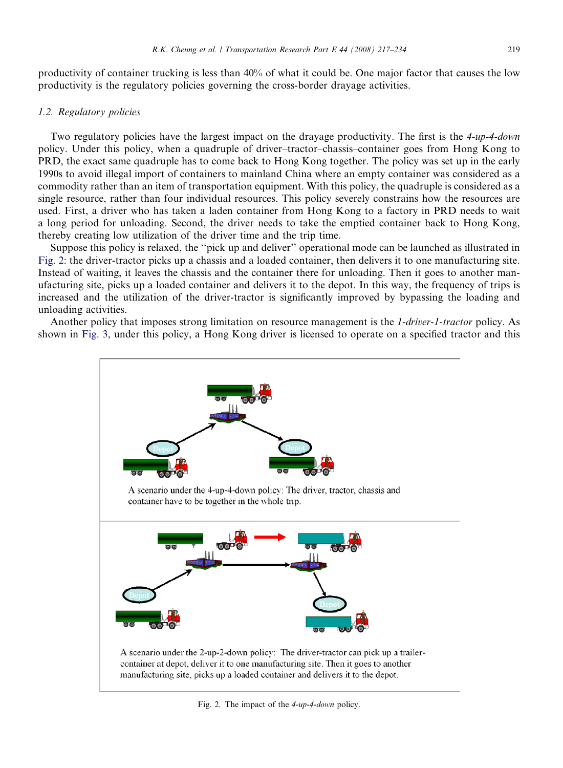productivity of container trucking is less than 40% of what it could be. One major factor that causes the low productivity is the regulatory policies governing the cross-border drayage activities.

### 1.2. Regulatory policies

Two regulatory policies have the largest impact on the drayage productivity. The first is the *4-up-4-down* policy. Under this policy, when a quadruple of driver–tractor–chassis–container goes from Hong Kong to PRD, the exact same quadruple has to come back to Hong Kong together. The policy was set up in the early 1990s to avoid illegal import of containers to mainland China where an empty container was considered as a commodity rather than an item of transportation equipment. With this policy, the quadruple is considered as a single resource, rather than four individual resources. This policy severely constrains how the resources are used. First, a driver who has taken a laden container from Hong Kong to a factory in PRD needs to wait a long period for unloading. Second, the driver needs to take the emptied container back to Hong Kong, thereby creating low utilization of the driver time and the trip time.

Suppose this policy is relaxed, the ‘‘pick up and deliver’’ operational mode can be launched as illustrated in Fig. 2: the driver-tractor picks up a chassis and a loaded container, then delivers it to one manufacturing site. Instead of waiting, it leaves the chassis and the container there for unloading. Then it goes to another manufacturing site, picks up a loaded container and delivers it to the depot. In this way, the frequency of trips is increased and the utilization of the driver-tractor is significantly improved by bypassing the loading and unloading activities.

Another policy that imposes strong limitation on resource management is the *1-driver-1-tractor* policy. As shown in Fig. 3, under this policy, a Hong Kong driver is licensed to operate on a specified tractor and this

A scenario under the 4-up-4-down policy: The driver, tractor, chassis and container have to be together in the whole trip.

A scenario under the 2-up-2-down policy: The driver-tractor can pick up a trailer-container at depot, deliver it to one manufacturing site. Then it goes to another manufacturing site, picks up a loaded container and delivers it to the depot.

Fig. 2. The impact of the *4-up-4-down* policy.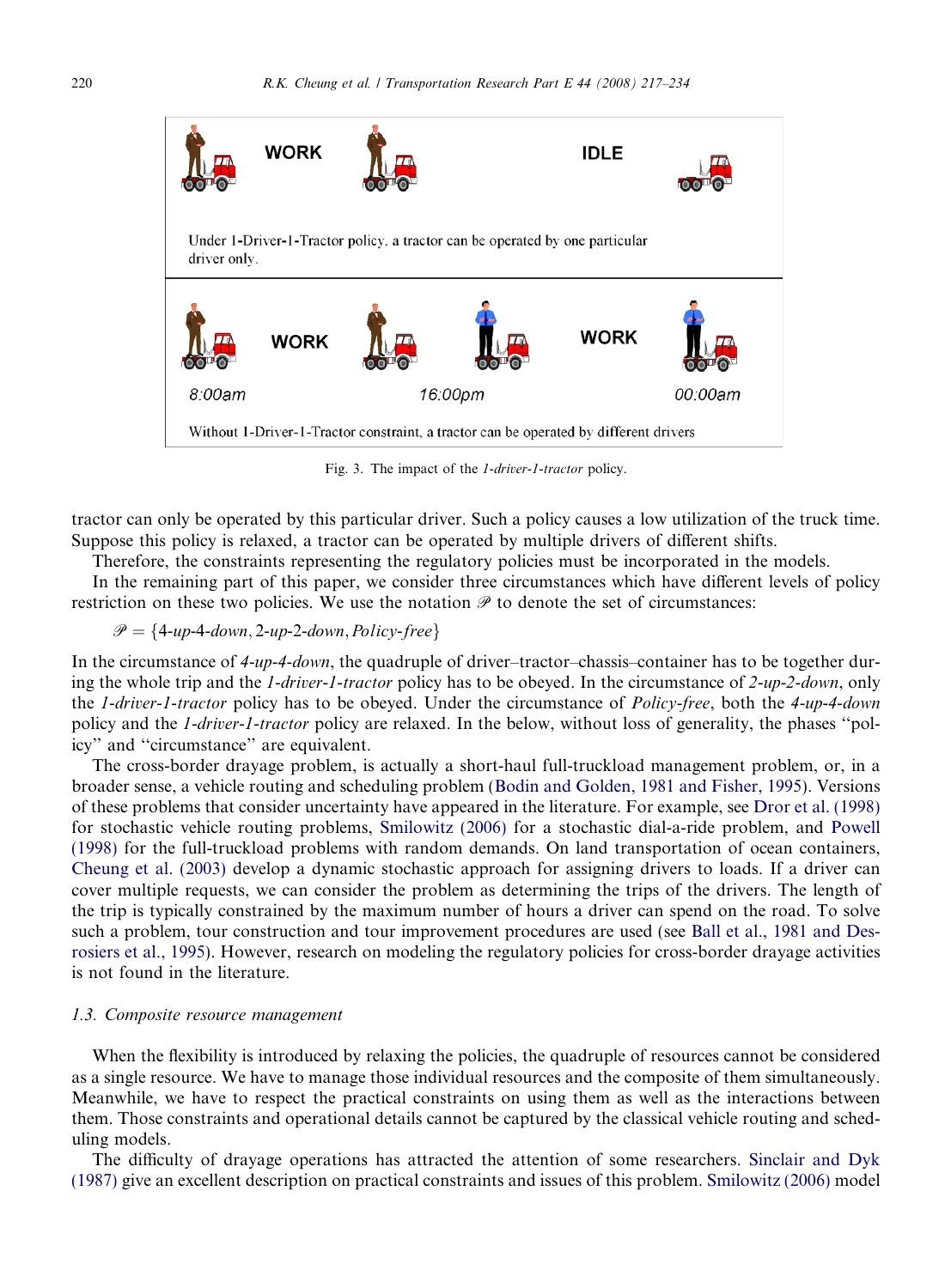Fig. 3. The impact of the *1-driver-1-tractor* policy.

tractor can only be operated by this particular driver. Such a policy causes a low utilization of the truck time. Suppose this policy is relaxed, a tractor can be operated by multiple drivers of different shifts.

Therefore, the constraints representing the regulatory policies must be incorporated in the models.

In the remaining part of this paper, we consider three circumstances which have different levels of policy restriction on these two policies. We use the notation $\mathscr{P}$ to denote the set of circumstances:

$$\mathscr{P} = \{4\text{-}up\text{-}4\text{-}down, 2\text{-}up\text{-}2\text{-}down, Policy\text{-}free\}$$

In the circumstance of *4-up-4-down*, the quadruple of driver–tractor–chassis–container has to be together during the whole trip and the *1-driver-1-tractor* policy has to be obeyed. In the circumstance of *2-up-2-down*, only the *1-driver-1-tractor* policy has to be obeyed. Under the circumstance of *Policy-free*, both the *4-up-4-down* policy and the *1-driver-1-tractor* policy are relaxed. In the below, without loss of generality, the phases "policy" and "circumstance" are equivalent.

The cross-border drayage problem, is actually a short-haul full-truckload management problem, or, in a broader sense, a vehicle routing and scheduling problem (Bodin and Golden, 1981 and Fisher, 1995). Versions of these problems that consider uncertainty have appeared in the literature. For example, see Dror et al. (1998) for stochastic vehicle routing problems, Smilowitz (2006) for a stochastic dial-a-ride problem, and Powell (1998) for the full-truckload problems with random demands. On land transportation of ocean containers, Cheung et al. (2003) develop a dynamic stochastic approach for assigning drivers to loads. If a driver can cover multiple requests, we can consider the problem as determining the trips of the drivers. The length of the trip is typically constrained by the maximum number of hours a driver can spend on the road. To solve such a problem, tour construction and tour improvement procedures are used (see Ball et al., 1981 and Desrosiers et al., 1995). However, research on modeling the regulatory policies for cross-border drayage activities is not found in the literature.

### 1.3. Composite resource management

When the flexibility is introduced by relaxing the policies, the quadruple of resources cannot be considered as a single resource. We have to manage those individual resources and the composite of them simultaneously. Meanwhile, we have to respect the practical constraints on using them as well as the interactions between them. Those constraints and operational details cannot be captured by the classical vehicle routing and scheduling models.

The difficulty of drayage operations has attracted the attention of some researchers. Sinclair and Dyk (1987) give an excellent description on practical constraints and issues of this problem. Smilowitz (2006) model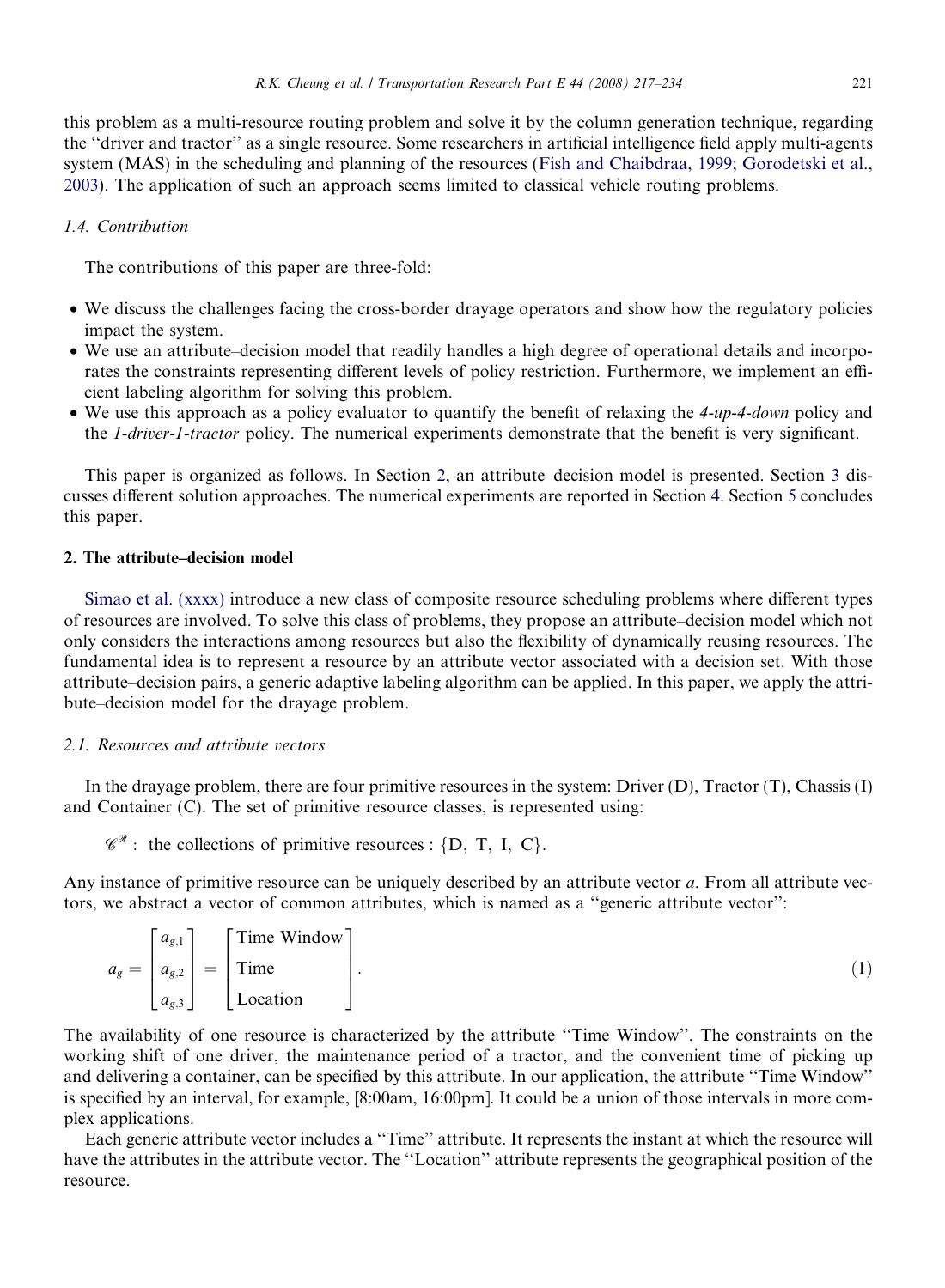this problem as a multi-resource routing problem and solve it by the column generation technique, regarding the ''driver and tractor'' as a single resource. Some researchers in artificial intelligence field apply multi-agents system (MAS) in the scheduling and planning of the resources (Fish and Chaibdraa, 1999; Gorodetski et al., 2003). The application of such an approach seems limited to classical vehicle routing problems.

### 1.4. Contribution

The contributions of this paper are three-fold:

- We discuss the challenges facing the cross-border drayage operators and show how the regulatory policies impact the system.
- We use an attribute–decision model that readily handles a high degree of operational details and incorporates the constraints representing different levels of policy restriction. Furthermore, we implement an efficient labeling algorithm for solving this problem.
- We use this approach as a policy evaluator to quantify the benefit of relaxing the *4-up-4-down* policy and the *1-driver-1-tractor* policy. The numerical experiments demonstrate that the benefit is very significant.

This paper is organized as follows. In Section 2, an attribute–decision model is presented. Section 3 discusses different solution approaches. The numerical experiments are reported in Section 4. Section 5 concludes this paper.

## 2. The attribute–decision model

Simao et al. (xxxx) introduce a new class of composite resource scheduling problems where different types of resources are involved. To solve this class of problems, they propose an attribute–decision model which not only considers the interactions among resources but also the flexibility of dynamically reusing resources. The fundamental idea is to represent a resource by an attribute vector associated with a decision set. With those attribute–decision pairs, a generic adaptive labeling algorithm can be applied. In this paper, we apply the attribute–decision model for the drayage problem.

### 2.1. Resources and attribute vectors

In the drayage problem, there are four primitive resources in the system: Driver (D), Tractor (T), Chassis (I) and Container (C). The set of primitive resource classes, is represented using:

$$\mathscr{C}^{\mathscr{R}}: \text{ the collections of primitive resources} : \{\text{D, T, I, C}\}.$$

Any instance of primitive resource can be uniquely described by an attribute vector $a$. From all attribute vectors, we abstract a vector of common attributes, which is named as a ''generic attribute vector'':

$$a_g = \begin{bmatrix} a_{g,1} \\ a_{g,2} \\ a_{g,3} \end{bmatrix} = \begin{bmatrix} \text{Time Window} \\ \text{Time} \\ \text{Location} \end{bmatrix}. \tag{1}$$

The availability of one resource is characterized by the attribute ''Time Window''. The constraints on the working shift of one driver, the maintenance period of a tractor, and the convenient time of picking up and delivering a container, can be specified by this attribute. In our application, the attribute ''Time Window'' is specified by an interval, for example, [8:00am, 16:00pm]. It could be a union of those intervals in more complex applications.

Each generic attribute vector includes a ''Time'' attribute. It represents the instant at which the resource will have the attributes in the attribute vector. The ''Location'' attribute represents the geographical position of the resource.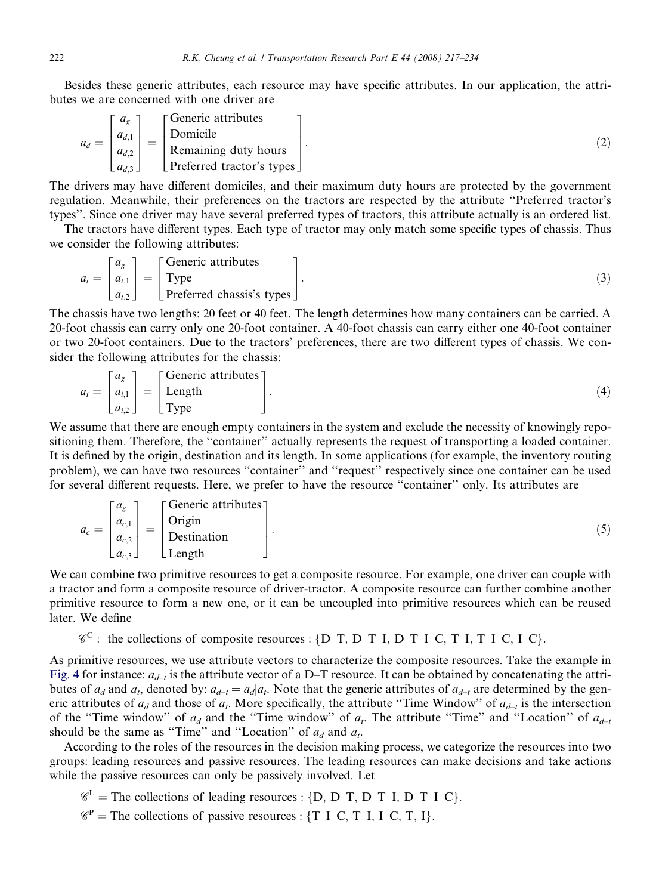Besides these generic attributes, each resource may have specific attributes. In our application, the attributes we are concerned with one driver are

$$a_d = \begin{bmatrix} a_g \\ a_{d,1} \\ a_{d,2} \\ a_{d,3} \end{bmatrix} = \begin{bmatrix} \text{Generic attributes} \\ \text{Domicile} \\ \text{Remaining duty hours} \\ \text{Preferred tractor's types} \end{bmatrix}. \tag{2}$$

The drivers may have different domiciles, and their maximum duty hours are protected by the government regulation. Meanwhile, their preferences on the tractors are respected by the attribute ''Preferred tractor's types''. Since one driver may have several preferred types of tractors, this attribute actually is an ordered list.

The tractors have different types. Each type of tractor may only match some specific types of chassis. Thus we consider the following attributes:

$$a_t = \begin{bmatrix} a_g \\ a_{t,1} \\ a_{t,2} \end{bmatrix} = \begin{bmatrix} \text{Generic attributes} \\ \text{Type} \\ \text{Preferred chassis's types} \end{bmatrix}. \tag{3}$$

The chassis have two lengths: 20 feet or 40 feet. The length determines how many containers can be carried. A 20-foot chassis can carry only one 20-foot container. A 40-foot chassis can carry either one 40-foot container or two 20-foot containers. Due to the tractors' preferences, there are two different types of chassis. We consider the following attributes for the chassis:

$$a_i = \begin{bmatrix} a_g \\ a_{i,1} \\ a_{i,2} \end{bmatrix} = \begin{bmatrix} \text{Generic attributes} \\ \text{Length} \\ \text{Type} \end{bmatrix}. \tag{4}$$

We assume that there are enough empty containers in the system and exclude the necessity of knowingly repositioning them. Therefore, the ''container'' actually represents the request of transporting a loaded container. It is defined by the origin, destination and its length. In some applications (for example, the inventory routing problem), we can have two resources ''container'' and ''request'' respectively since one container can be used for several different requests. Here, we prefer to have the resource ''container'' only. Its attributes are

$$a_c = \begin{bmatrix} a_g \\ a_{c,1} \\ a_{c,2} \\ a_{c,3} \end{bmatrix} = \begin{bmatrix} \text{Generic attributes} \\ \text{Origin} \\ \text{Destination} \\ \text{Length} \end{bmatrix}. \tag{5}$$

We can combine two primitive resources to get a composite resource. For example, one driver can couple with a tractor and form a composite resource of driver-tractor. A composite resource can further combine another primitive resource to form a new one, or it can be uncoupled into primitive resources which can be reused later. We define

$\mathscr{C}^{\mathrm{C}}$ : the collections of composite resources : {D–T, D–T–I, D–T–I–C, T–I, T–I–C, I–C}.

As primitive resources, we use attribute vectors to characterize the composite resources. Take the example in Fig. 4 for instance: $a_{d\text{–}t}$ is the attribute vector of a D–T resource. It can be obtained by concatenating the attributes of $a_d$ and $a_t$, denoted by: $a_{d\text{–}t} = a_d | a_t$. Note that the generic attributes of $a_{d\text{–}t}$ are determined by the generic attributes of $a_d$ and those of $a_t$. More specifically, the attribute ''Time Window'' of $a_{d\text{–}t}$ is the intersection of the ''Time window'' of $a_d$ and the ''Time window'' of $a_t$. The attribute ''Time'' and ''Location'' of $a_{d\text{–}t}$ should be the same as ''Time'' and ''Location'' of $a_d$ and $a_t$.

According to the roles of the resources in the decision making process, we categorize the resources into two groups: leading resources and passive resources. The leading resources can make decisions and take actions while the passive resources can only be passively involved. Let

$\mathscr{C}^{\mathrm{L}}$ = The collections of leading resources : {D, D–T, D–T–I, D–T–I–C}.

$\mathscr{C}^{\mathrm{P}}$ = The collections of passive resources : {T–I–C, T–I, I–C, T, I}.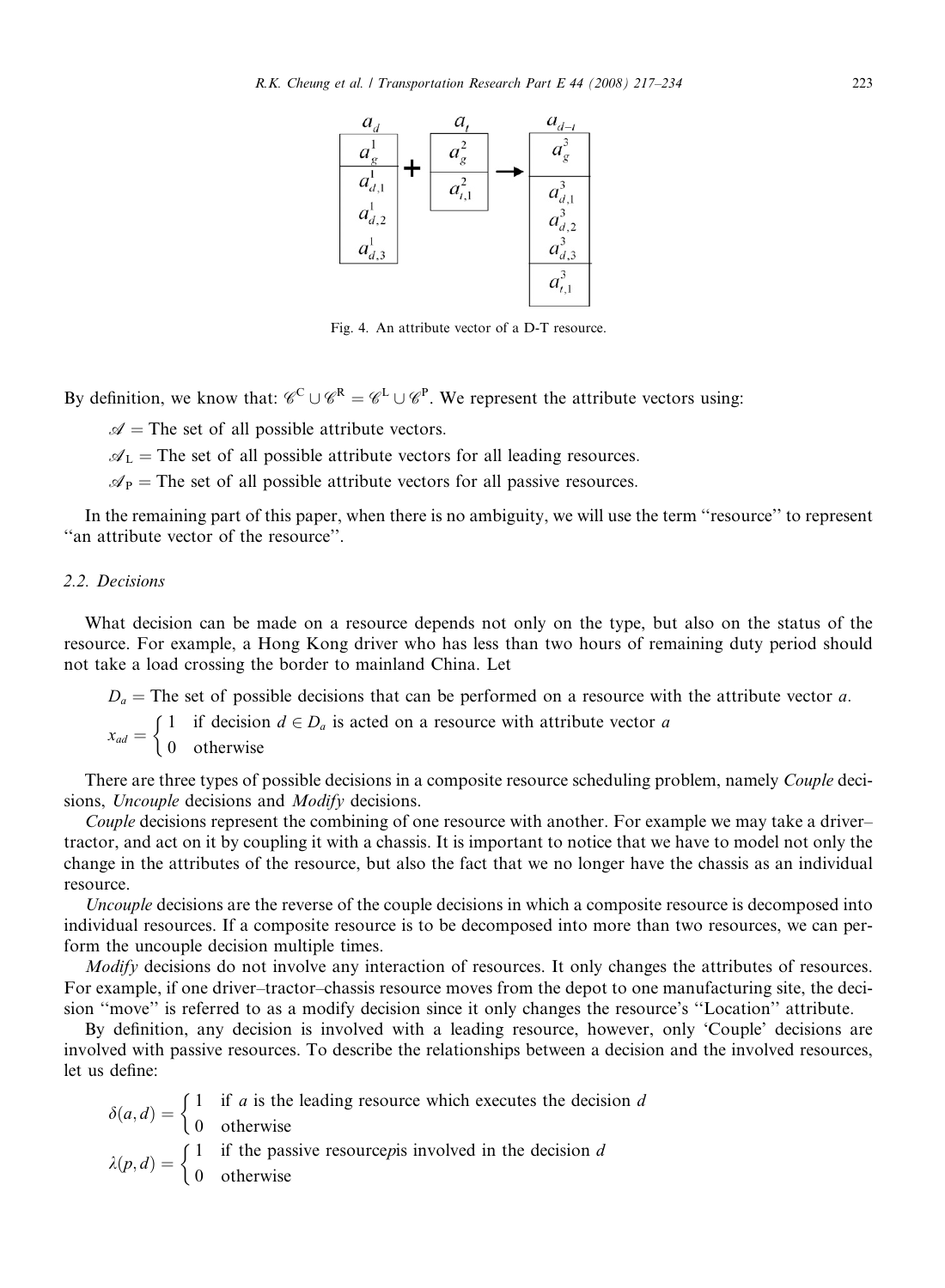$$a_d + a_t \rightarrow a_{d-t}$$

| $a_d$ |
| --- |
| $a_g^1$ |
| $a_{d,1}^1$ $a_{d,2}^1$ $a_{d,3}^1$ |

| $a_t$ |
| --- |
| $a_g^2$ |
| $a_{t,1}^2$ |

| $a_{d-t}$ |
| --- |
| $a_g^3$ |
| $a_{d,1}^3$ $a_{d,2}^3$ $a_{d,3}^3$ |
| $a_{t,1}^3$ |

Fig. 4. An attribute vector of a D-T resource.

By definition, we know that: $\mathscr{C}^{\mathrm{C}} \cup \mathscr{C}^{\mathrm{R}} = \mathscr{C}^{\mathrm{L}} \cup \mathscr{C}^{\mathrm{P}}$. We represent the attribute vectors using:

$\mathscr{A}$ = The set of all possible attribute vectors.

$\mathscr{A}_{\mathrm{L}}$ = The set of all possible attribute vectors for all leading resources.

$\mathscr{A}_{\mathrm{P}}$ = The set of all possible attribute vectors for all passive resources.

In the remaining part of this paper, when there is no ambiguity, we will use the term ''resource'' to represent ''an attribute vector of the resource''.

### 2.2. Decisions

What decision can be made on a resource depends not only on the type, but also on the status of the resource. For example, a Hong Kong driver who has less than two hours of remaining duty period should not take a load crossing the border to mainland China. Let

$D_a$ = The set of possible decisions that can be performed on a resource with the attribute vector $a$.

$$x_{ad} = \begin{cases} 1 & \text{if decision } d \in D_a \text{ is acted on a resource with attribute vector } a \\ 0 & \text{otherwise} \end{cases}$$

There are three types of possible decisions in a composite resource scheduling problem, namely *Couple* decisions, *Uncouple* decisions and *Modify* decisions.

*Couple* decisions represent the combining of one resource with another. For example we may take a driver–tractor, and act on it by coupling it with a chassis. It is important to notice that we have to model not only the change in the attributes of the resource, but also the fact that we no longer have the chassis as an individual resource.

*Uncouple* decisions are the reverse of the couple decisions in which a composite resource is decomposed into individual resources. If a composite resource is to be decomposed into more than two resources, we can perform the uncouple decision multiple times.

*Modify* decisions do not involve any interaction of resources. It only changes the attributes of resources. For example, if one driver–tractor–chassis resource moves from the depot to one manufacturing site, the decision ''move'' is referred to as a modify decision since it only changes the resource's ''Location'' attribute.

By definition, any decision is involved with a leading resource, however, only 'Couple' decisions are involved with passive resources. To describe the relationships between a decision and the involved resources, let us define:

$$\delta(a,d) = \begin{cases} 1 & \text{if } a \text{ is the leading resource which executes the decision } d \\ 0 & \text{otherwise} \end{cases}$$

$$\lambda(p,d) = \begin{cases} 1 & \text{if the passive resource} p \text{is involved in the decision } d \\ 0 & \text{otherwise} \end{cases}$$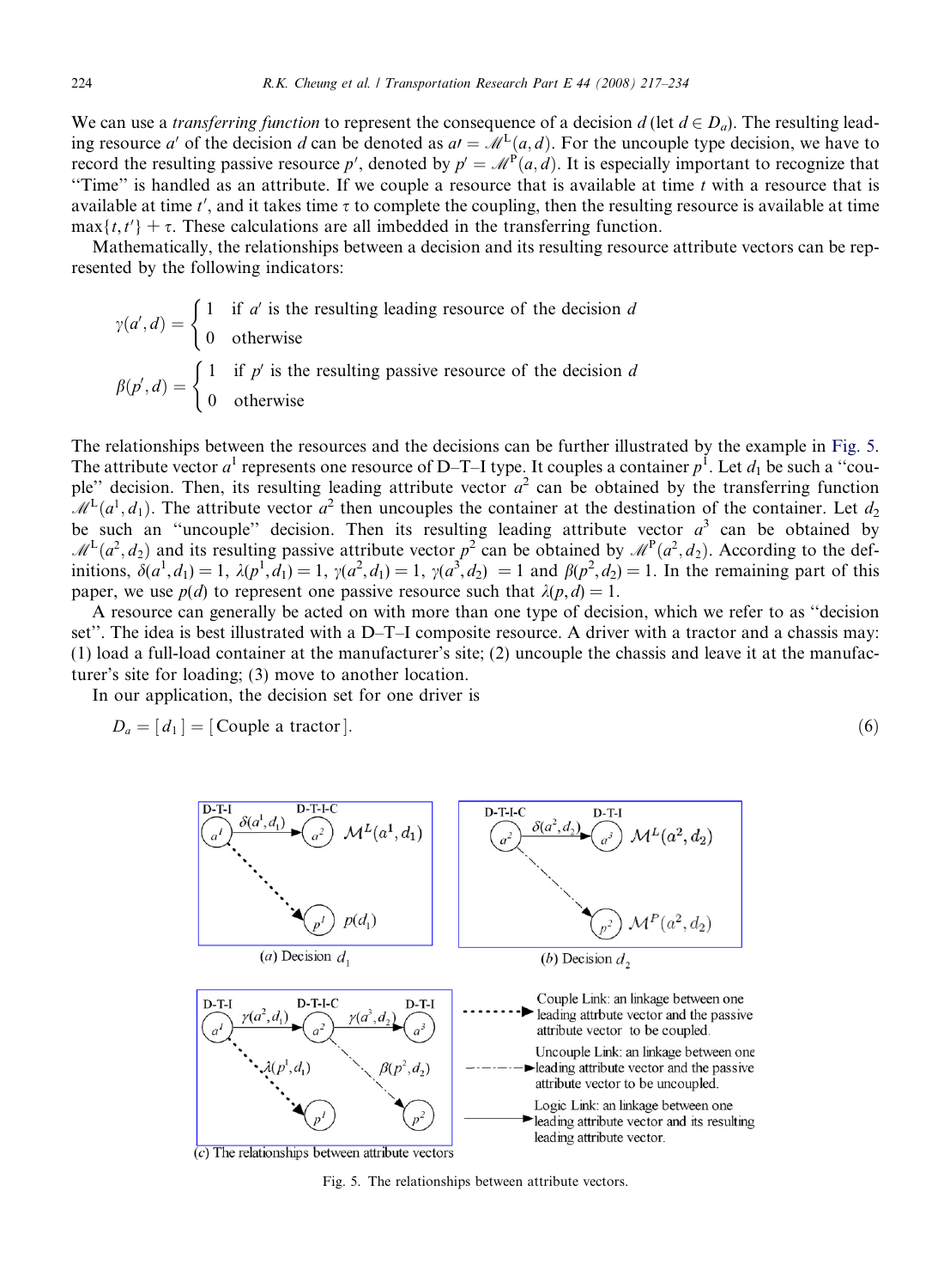We can use a *transferring function* to represent the consequence of a decision $d$ (let $d \in D_a$). The resulting leading resource $a'$ of the decision $d$ can be denoted as $a' = \mathscr{M}^{\mathrm{L}}(a, d)$. For the uncouple type decision, we have to record the resulting passive resource $p'$, denoted by $p' = \mathscr{M}^{\mathrm{P}}(a, d)$. It is especially important to recognize that "Time" is handled as an attribute. If we couple a resource that is available at time $t$ with a resource that is available at time $t'$, and it takes time $\tau$ to complete the coupling, then the resulting resource is available at time $\max\{t, t'\} + \tau$. These calculations are all imbedded in the transferring function.

Mathematically, the relationships between a decision and its resulting resource attribute vectors can be represented by the following indicators:

$$\gamma(a', d) = \begin{cases} 1 & \text{if } a' \text{ is the resulting leading resource of the decision } d \\ 0 & \text{otherwise} \end{cases}$$

$$\beta(p', d) = \begin{cases} 1 & \text{if } p' \text{ is the resulting passive resource of the decision } d \\ 0 & \text{otherwise} \end{cases}$$

The relationships between the resources and the decisions can be further illustrated by the example in Fig. 5. The attribute vector $a^1$ represents one resource of D–T–I type. It couples a container $p^1$. Let $d_1$ be such a "couple" decision. Then, its resulting leading attribute vector $a^2$ can be obtained by the transferring function $\mathscr{M}^{\mathrm{L}}(a^1, d_1)$. The attribute vector $a^2$ then uncouples the container at the destination of the container. Let $d_2$ be such an "uncouple" decision. Then its resulting leading attribute vector $a^3$ can be obtained by $\mathscr{M}^{\mathrm{L}}(a^2, d_2)$ and its resulting passive attribute vector $p^2$ can be obtained by $\mathscr{M}^{\mathrm{P}}(a^2, d_2)$. According to the definitions, $\delta(a^1, d_1) = 1$, $\lambda(p^1, d_1) = 1$, $\gamma(a^2, d_1) = 1$, $\gamma(a^3, d_2) = 1$ and $\beta(p^2, d_2) = 1$. In the remaining part of this paper, we use $p(d)$ to represent one passive resource such that $\lambda(p, d) = 1$.

A resource can generally be acted on with more than one type of decision, which we refer to as "decision set". The idea is best illustrated with a D–T–I composite resource. A driver with a tractor and a chassis may: (1) load a full-load container at the manufacturer's site; (2) uncouple the chassis and leave it at the manufacturer's site for loading; (3) move to another location.

In our application, the decision set for one driver is

$$D_a = [\, d_1 \,] = [\,\text{Couple a tractor}\,]. \tag{6}$$

(a) Decision $d_1$

(b) Decision $d_2$

(c) The relationships between attribute vectors

Couple Link: an linkage between one leading attrbute vector and the passive attribute vector to be coupled.

Uncouple Link: an linkage between one leading attribute vector and the passive attribute vector to be uncoupled.

Logic Link: an linkage between one leading attribute vector and its resulting leading attribute vector.

Fig. 5. The relationships between attribute vectors.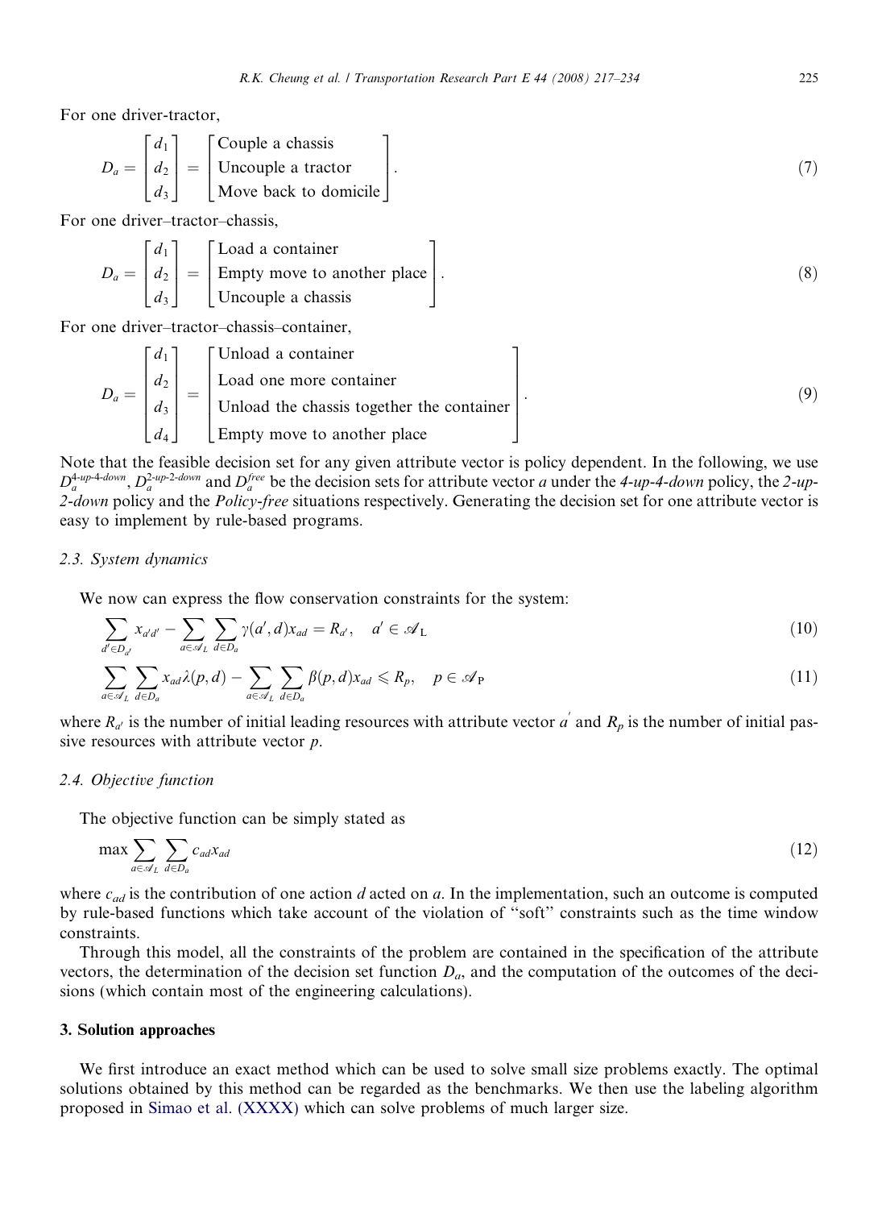For one driver-tractor,

$$D_a = \begin{bmatrix} d_1 \\ d_2 \\ d_3 \end{bmatrix} = \begin{bmatrix} \text{Couple a chassis} \\ \text{Uncouple a tractor} \\ \text{Move back to domicile} \end{bmatrix}. \tag{7}$$

For one driver–tractor–chassis,

$$D_a = \begin{bmatrix} d_1 \\ d_2 \\ d_3 \end{bmatrix} = \begin{bmatrix} \text{Load a container} \\ \text{Empty move to another place} \\ \text{Uncouple a chassis} \end{bmatrix}. \tag{8}$$

For one driver–tractor–chassis–container,

$$D_a = \begin{bmatrix} d_1 \\ d_2 \\ d_3 \\ d_4 \end{bmatrix} = \begin{bmatrix} \text{Unload a container} \\ \text{Load one more container} \\ \text{Unload the chassis together the container} \\ \text{Empty move to another place} \end{bmatrix}. \tag{9}$$

Note that the feasible decision set for any given attribute vector is policy dependent. In the following, we use $D_a^{4\text{-up-4-down}}$, $D_a^{2\text{-up-2-down}}$ and $D_a^{free}$ be the decision sets for attribute vector $a$ under the *4-up-4-down* policy, the *2-up-2-down* policy and the *Policy-free* situations respectively. Generating the decision set for one attribute vector is easy to implement by rule-based programs.

### 2.3. System dynamics

We now can express the flow conservation constraints for the system:

$$\sum_{d' \in D_{a'}} x_{a'd'} - \sum_{a \in \mathcal{A}_L} \sum_{d \in D_a} \gamma(a', d) x_{ad} = R_{a'}, \quad a' \in \mathcal{A}_L \tag{10}$$

$$\sum_{a \in \mathcal{A}_L} \sum_{d \in D_a} x_{ad} \lambda(p, d) - \sum_{a \in \mathcal{A}_L} \sum_{d \in D_a} \beta(p, d) x_{ad} \leqslant R_p, \quad p \in \mathcal{A}_P \tag{11}$$

where $R_{a'}$ is the number of initial leading resources with attribute vector $a'$ and $R_p$ is the number of initial passive resources with attribute vector $p$.

### 2.4. Objective function

The objective function can be simply stated as

$$\max \sum_{a \in \mathcal{A}_L} \sum_{d \in D_a} c_{ad} x_{ad} \tag{12}$$

where $c_{ad}$ is the contribution of one action $d$ acted on $a$. In the implementation, such an outcome is computed by rule-based functions which take account of the violation of "soft" constraints such as the time window constraints.

Through this model, all the constraints of the problem are contained in the specification of the attribute vectors, the determination of the decision set function $D_a$, and the computation of the outcomes of the decisions (which contain most of the engineering calculations).

## 3. Solution approaches

We first introduce an exact method which can be used to solve small size problems exactly. The optimal solutions obtained by this method can be regarded as the benchmarks. We then use the labeling algorithm proposed in Simao et al. (XXXX) which can solve problems of much larger size.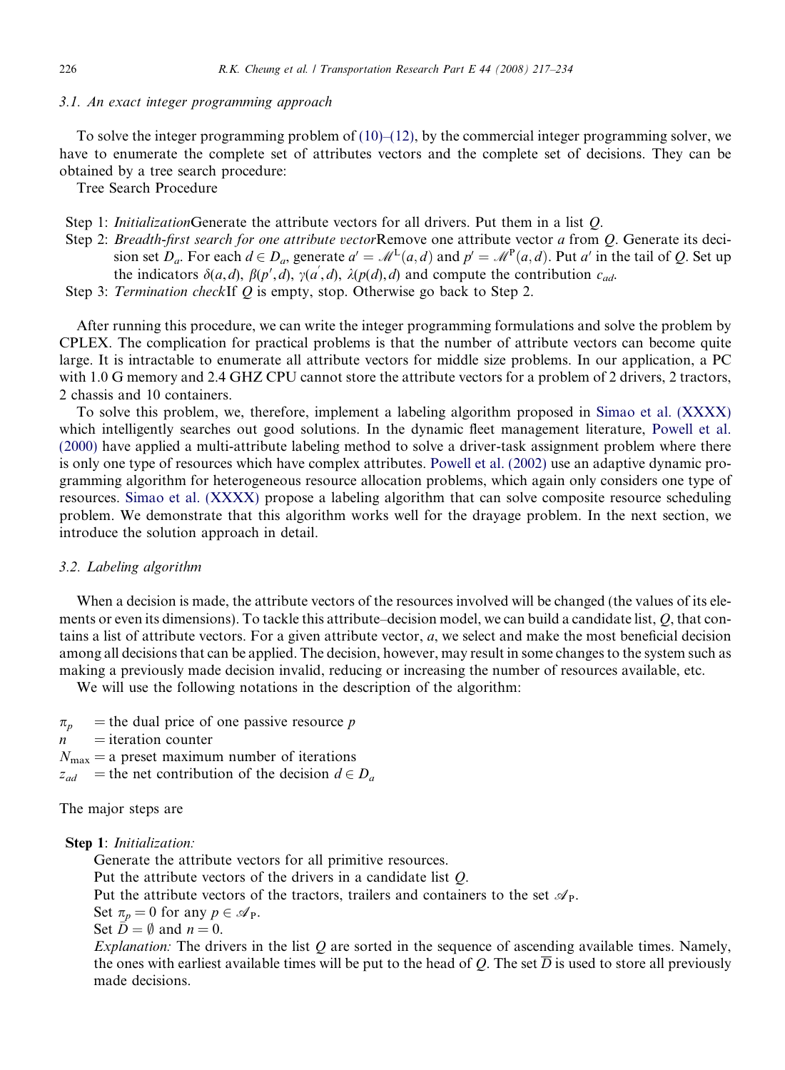### 3.1. An exact integer programming approach

To solve the integer programming problem of (10)–(12), by the commercial integer programming solver, we have to enumerate the complete set of attributes vectors and the complete set of decisions. They can be obtained by a tree search procedure:

Tree Search Procedure

- Step 1: *Initialization*Generate the attribute vectors for all drivers. Put them in a list $Q$.
- Step 2: *Breadth-first search for one attribute vector*Remove one attribute vector $a$ from $Q$. Generate its decision set $D_a$. For each $d \in D_a$, generate $a' = \mathscr{M}^{\mathrm{L}}(a,d)$ and $p' = \mathscr{M}^{\mathrm{P}}(a,d)$. Put $a'$ in the tail of $Q$. Set up the indicators $\delta(a,d)$, $\beta(p',d)$, $\gamma(a',d)$, $\lambda(p(d),d)$ and compute the contribution $c_{ad}$.
- Step 3: *Termination check*If $Q$ is empty, stop. Otherwise go back to Step 2.

After running this procedure, we can write the integer programming formulations and solve the problem by CPLEX. The complication for practical problems is that the number of attribute vectors can become quite large. It is intractable to enumerate all attribute vectors for middle size problems. In our application, a PC with 1.0 G memory and 2.4 GHZ CPU cannot store the attribute vectors for a problem of 2 drivers, 2 tractors, 2 chassis and 10 containers.

To solve this problem, we, therefore, implement a labeling algorithm proposed in Simao et al. (XXXX) which intelligently searches out good solutions. In the dynamic fleet management literature, Powell et al. (2000) have applied a multi-attribute labeling method to solve a driver-task assignment problem where there is only one type of resources which have complex attributes. Powell et al. (2002) use an adaptive dynamic programming algorithm for heterogeneous resource allocation problems, which again only considers one type of resources. Simao et al. (XXXX) propose a labeling algorithm that can solve composite resource scheduling problem. We demonstrate that this algorithm works well for the drayage problem. In the next section, we introduce the solution approach in detail.

### 3.2. Labeling algorithm

When a decision is made, the attribute vectors of the resources involved will be changed (the values of its elements or even its dimensions). To tackle this attribute–decision model, we can build a candidate list, $Q$, that contains a list of attribute vectors. For a given attribute vector, $a$, we select and make the most beneficial decision among all decisions that can be applied. The decision, however, may result in some changes to the system such as making a previously made decision invalid, reducing or increasing the number of resources available, etc.

We will use the following notations in the description of the algorithm:

- $\pi_p$ = the dual price of one passive resource $p$
- $n$ = iteration counter
- $N_{\max}$ = a preset maximum number of iterations
- $z_{ad}$ = the net contribution of the decision $d \in D_a$

The major steps are

**Step 1**: *Initialization:*

Generate the attribute vectors for all primitive resources.
Put the attribute vectors of the drivers in a candidate list $Q$.
Put the attribute vectors of the tractors, trailers and containers to the set $\mathscr{A}_{\mathrm{P}}$.
Set $\pi_p = 0$ for any $p \in \mathscr{A}_{\mathrm{P}}$.
Set $\overline{D} = \emptyset$ and $n = 0$.
*Explanation:* The drivers in the list $Q$ are sorted in the sequence of ascending available times. Namely, the ones with earliest available times will be put to the head of $Q$. The set $\overline{D}$ is used to store all previously made decisions.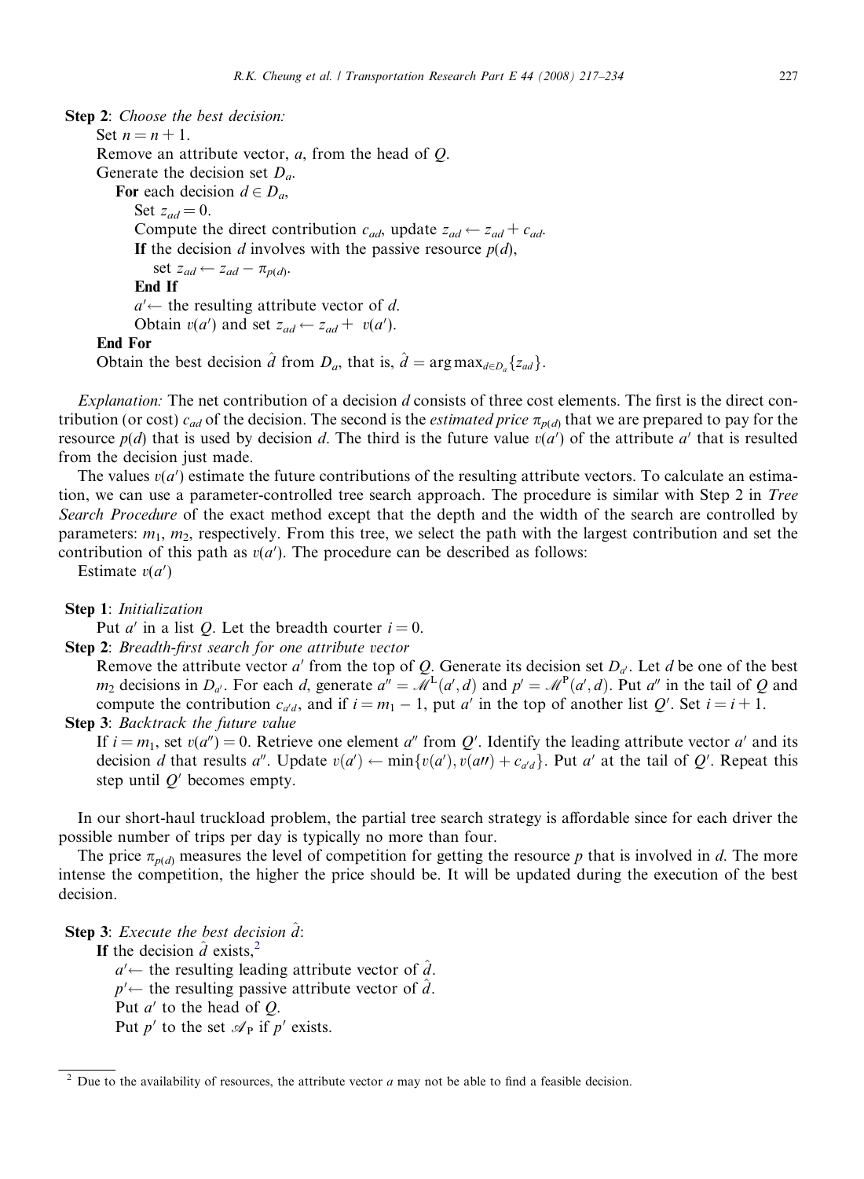**Step 2**: *Choose the best decision:*

Set $n = n + 1$.

Remove an attribute vector, $a$, from the head of $Q$.

Generate the decision set $D_a$.

**For** each decision $d \in D_a$,

Set $z_{ad} = 0$.

Compute the direct contribution $c_{ad}$, update $z_{ad} \leftarrow z_{ad} + c_{ad}$.

**If** the decision $d$ involves with the passive resource $p(d)$,

set $z_{ad} \leftarrow z_{ad} - \pi_{p(d)}$.

**End If**

$a' \leftarrow$ the resulting attribute vector of $d$.

Obtain $v(a')$ and set $z_{ad} \leftarrow z_{ad} + v(a')$.

**End For**

Obtain the best decision $\hat{d}$ from $D_a$, that is, $\hat{d} = \arg\max_{d \in D_a}\{z_{ad}\}$.

*Explanation:* The net contribution of a decision $d$ consists of three cost elements. The first is the direct contribution (or cost) $c_{ad}$ of the decision. The second is the *estimated price* $\pi_{p(d)}$ that we are prepared to pay for the resource $p(d)$ that is used by decision $d$. The third is the future value $v(a')$ of the attribute $a'$ that is resulted from the decision just made.

The values $v(a')$ estimate the future contributions of the resulting attribute vectors. To calculate an estimation, we can use a parameter-controlled tree search approach. The procedure is similar with Step 2 in *Tree Search Procedure* of the exact method except that the depth and the width of the search are controlled by parameters: $m_1$, $m_2$, respectively. From this tree, we select the path with the largest contribution and set the contribution of this path as $v(a')$. The procedure can be described as follows:

Estimate $v(a')$

**Step 1**: *Initialization*

Put $a'$ in a list $Q$. Let the breadth courter $i = 0$.

**Step 2**: *Breadth-first search for one attribute vector*

Remove the attribute vector $a'$ from the top of $Q$. Generate its decision set $D_{a'}$. Let $d$ be one of the best $m_2$ decisions in $D_{a'}$. For each $d$, generate $a'' = \mathscr{M}^{\mathrm{L}}(a', d)$ and $p' = \mathscr{M}^{\mathrm{P}}(a', d)$. Put $a''$ in the tail of $Q$ and compute the contribution $c_{a'd}$, and if $i = m_1 - 1$, put $a'$ in the top of another list $Q'$. Set $i = i + 1$.

**Step 3**: *Backtrack the future value*

If $i = m_1$, set $v(a'') = 0$. Retrieve one element $a''$ from $Q'$. Identify the leading attribute vector $a'$ and its decision $d$ that results $a''$. Update $v(a') \leftarrow \min\{v(a'), v(a'') + c_{a'd}\}$. Put $a'$ at the tail of $Q'$. Repeat this step until $Q'$ becomes empty.

In our short-haul truckload problem, the partial tree search strategy is affordable since for each driver the possible number of trips per day is typically no more than four.

The price $\pi_{p(d)}$ measures the level of competition for getting the resource $p$ that is involved in $d$. The more intense the competition, the higher the price should be. It will be updated during the execution of the best decision.

**Step 3**: *Execute the best decision* $\hat{d}$:

**If** the decision $\hat{d}$ exists,[2]

$a' \leftarrow$ the resulting leading attribute vector of $\hat{d}$.

$p' \leftarrow$ the resulting passive attribute vector of $\hat{d}$.

Put $a'$ to the head of $Q$.

Put $p'$ to the set $\mathscr{A}_{\mathrm{P}}$ if $p'$ exists.

---

[2] Due to the availability of resources, the attribute vector $a$ may not be able to find a feasible decision.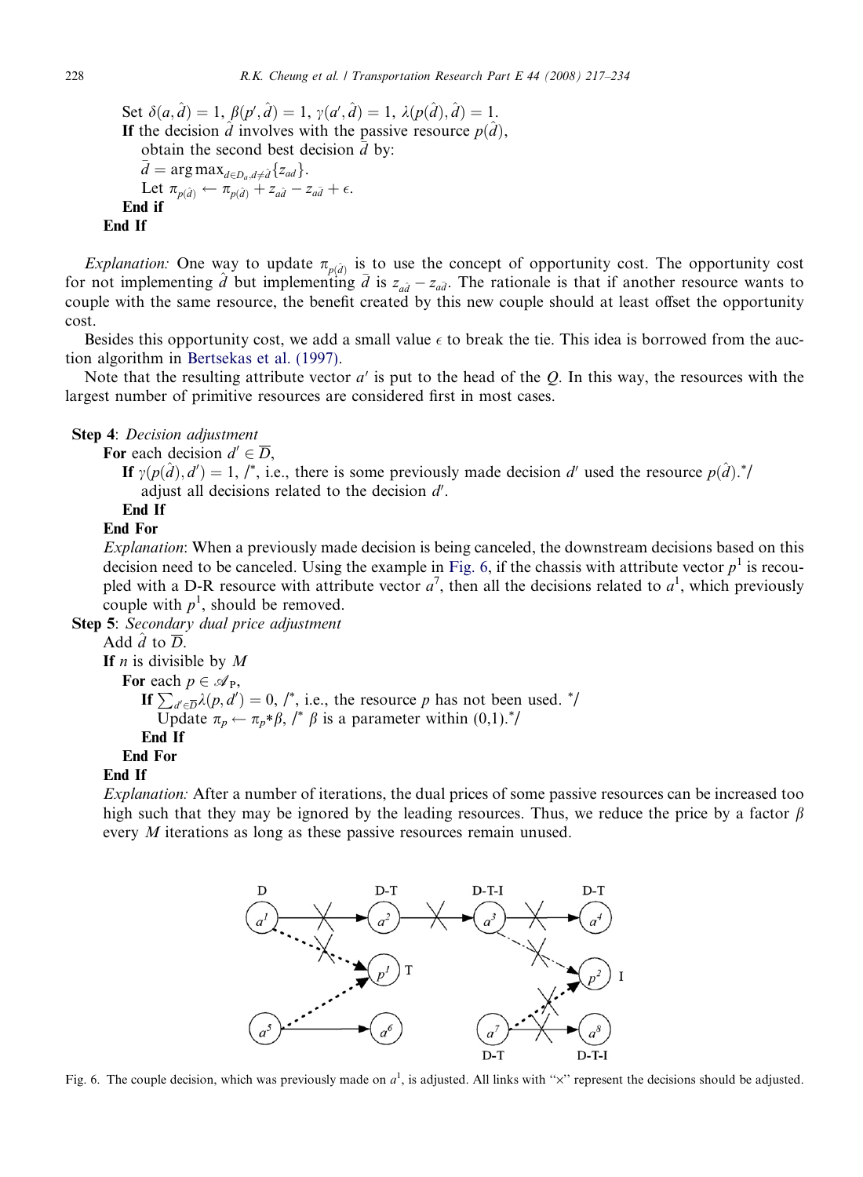Set $\delta(a, \hat{d}) = 1$, $\beta(p', \hat{d}) = 1$, $\gamma(a', \hat{d}) = 1$, $\lambda(p(\hat{d}), \hat{d}) = 1$.
**If** the decision $\hat{d}$ involves with the passive resource $p(\hat{d})$,
obtain the second best decision $\bar{d}$ by:
$\bar{d} = \arg\max_{d \in D_a, d \neq \hat{d}} \{z_{ad}\}$.
Let $\pi_{p(\hat{d})} \leftarrow \pi_{p(\hat{d})} + z_{a\hat{d}} - z_{a\bar{d}} + \epsilon$.
**End if**
**End If**

*Explanation:* One way to update $\pi_{p(\hat{d})}$ is to use the concept of opportunity cost. The opportunity cost for not implementing $\hat{d}$ but implementing $\bar{d}$ is $z_{a\hat{d}} - z_{a\bar{d}}$. The rationale is that if another resource wants to couple with the same resource, the benefit created by this new couple should at least offset the opportunity cost.

Besides this opportunity cost, we add a small value $\epsilon$ to break the tie. This idea is borrowed from the auction algorithm in Bertsekas et al. (1997).

Note that the resulting attribute vector $a'$ is put to the head of the $Q$. In this way, the resources with the largest number of primitive resources are considered first in most cases.

**Step 4**: *Decision adjustment*
**For** each decision $d' \in \overline{D}$,
**If** $\gamma(p(\hat{d}), d') = 1$, /*, i.e., there is some previously made decision $d'$ used the resource $p(\hat{d})$.*/
adjust all decisions related to the decision $d'$.
**End If**
**End For**
*Explanation*: When a previously made decision is being canceled, the downstream decisions based on this decision need to be canceled. Using the example in Fig. 6, if the chassis with attribute vector $p^1$ is recoupled with a D-R resource with attribute vector $a^7$, then all the decisions related to $a^1$, which previously couple with $p^1$, should be removed.

**Step 5**: *Secondary dual price adjustment*
Add $\hat{d}$ to $\overline{D}$.
**If** $n$ is divisible by $M$
**For** each $p \in \mathscr{A}_P$,
**If** $\sum_{d' \in \overline{D}} \lambda(p, d') = 0$, /*, i.e., the resource $p$ has not been used. */
Update $\pi_p \leftarrow \pi_p * \beta$, /* $\beta$ is a parameter within (0,1).*/
**End If**
**End For**
**End If**
*Explanation:* After a number of iterations, the dual prices of some passive resources can be increased too high such that they may be ignored by the leading resources. Thus, we reduce the price by a factor $\beta$ every $M$ iterations as long as these passive resources remain unused.

Fig. 6. The couple decision, which was previously made on $a^1$, is adjusted. All links with "×" represent the decisions should be adjusted.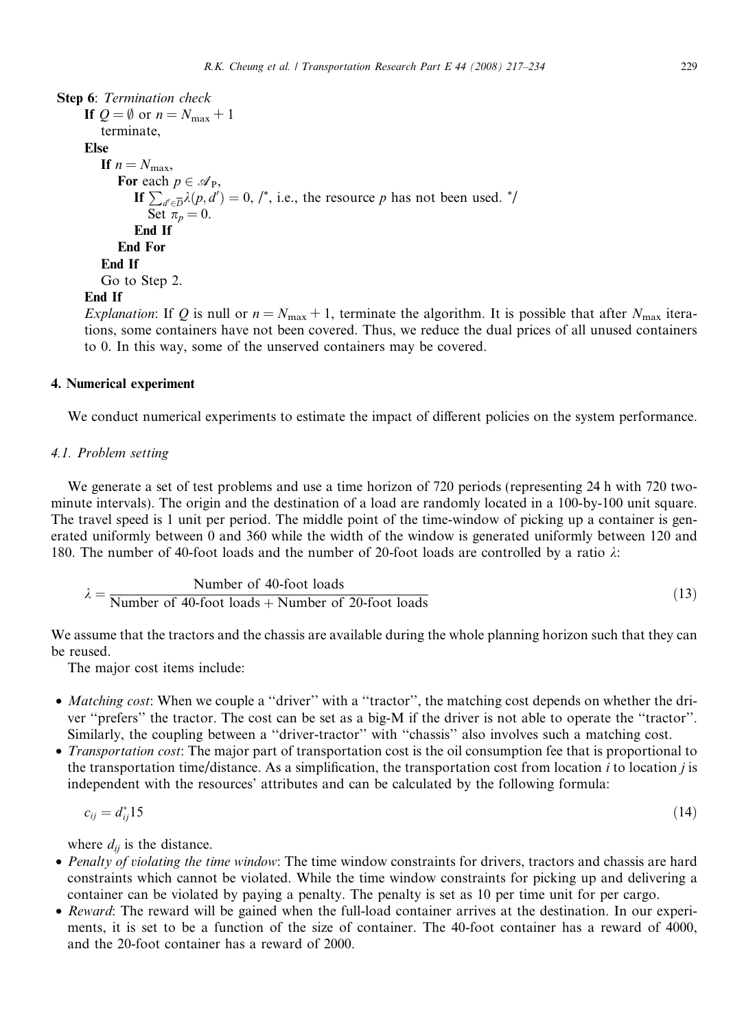**Step 6**: *Termination check*

```
If Q = ∅ or n = N_max + 1
    terminate,
Else
    If n = N_max,
        For each p ∈ 𝒜_P,
            If Σ_{d'∈D̄} λ(p, d') = 0, /*, i.e., the resource p has not been used. */
                Set π_p = 0.
            End If
        End For
    End If
    Go to Step 2.
End If
```

*Explanation*: If $Q$ is null or $n = N_{\max} + 1$, terminate the algorithm. It is possible that after $N_{\max}$ iterations, some containers have not been covered. Thus, we reduce the dual prices of all unused containers to 0. In this way, some of the unserved containers may be covered.

## 4. Numerical experiment

We conduct numerical experiments to estimate the impact of different policies on the system performance.

### 4.1. Problem setting

We generate a set of test problems and use a time horizon of 720 periods (representing 24 h with 720 two-minute intervals). The origin and the destination of a load are randomly located in a 100-by-100 unit square. The travel speed is 1 unit per period. The middle point of the time-window of picking up a container is generated uniformly between 0 and 360 while the width of the window is generated uniformly between 120 and 180. The number of 40-foot loads and the number of 20-foot loads are controlled by a ratio $\lambda$:

$$\lambda = \frac{\text{Number of 40-foot loads}}{\text{Number of 40-foot loads} + \text{Number of 20-foot loads}} \tag{13}$$

We assume that the tractors and the chassis are available during the whole planning horizon such that they can be reused.

The major cost items include:

- *Matching cost*: When we couple a "driver" with a "tractor", the matching cost depends on whether the driver "prefers" the tractor. The cost can be set as a big-M if the driver is not able to operate the "tractor". Similarly, the coupling between a "driver-tractor" with "chassis" also involves such a matching cost.
- *Transportation cost*: The major part of transportation cost is the oil consumption fee that is proportional to the transportation time/distance. As a simplification, the transportation cost from location $i$ to location $j$ is independent with the resources' attributes and can be calculated by the following formula:

$$c_{ij} = d_{ij}^{*}15 \tag{14}$$

  where $d_{ij}$ is the distance.
- *Penalty of violating the time window*: The time window constraints for drivers, tractors and chassis are hard constraints which cannot be violated. While the time window constraints for picking up and delivering a container can be violated by paying a penalty. The penalty is set as 10 per time unit for per cargo.
- *Reward*: The reward will be gained when the full-load container arrives at the destination. In our experiments, it is set to be a function of the size of container. The 40-foot container has a reward of 4000, and the 20-foot container has a reward of 2000.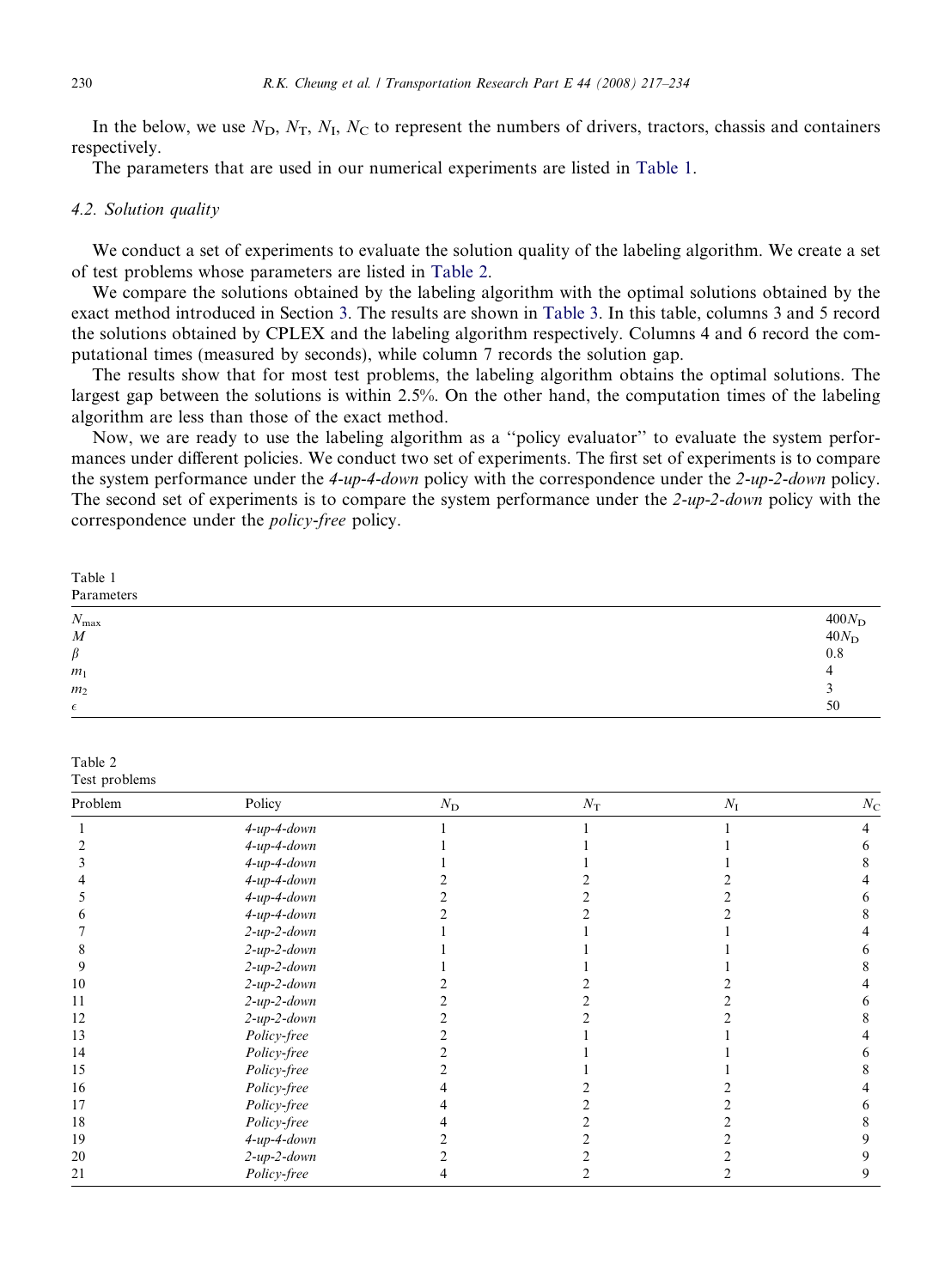In the below, we use $N_{\mathrm{D}}$, $N_{\mathrm{T}}$, $N_{\mathrm{I}}$, $N_{\mathrm{C}}$ to represent the numbers of drivers, tractors, chassis and containers respectively.

The parameters that are used in our numerical experiments are listed in Table 1.

### 4.2. Solution quality

We conduct a set of experiments to evaluate the solution quality of the labeling algorithm. We create a set of test problems whose parameters are listed in Table 2.

We compare the solutions obtained by the labeling algorithm with the optimal solutions obtained by the exact method introduced in Section 3. The results are shown in Table 3. In this table, columns 3 and 5 record the solutions obtained by CPLEX and the labeling algorithm respectively. Columns 4 and 6 record the computational times (measured by seconds), while column 7 records the solution gap.

The results show that for most test problems, the labeling algorithm obtains the optimal solutions. The largest gap between the solutions is within 2.5%. On the other hand, the computation times of the labeling algorithm are less than those of the exact method.

Now, we are ready to use the labeling algorithm as a ''policy evaluator'' to evaluate the system performances under different policies. We conduct two set of experiments. The first set of experiments is to compare the system performance under the *4-up-4-down* policy with the correspondence under the *2-up-2-down* policy. The second set of experiments is to compare the system performance under the *2-up-2-down* policy with the correspondence under the *policy-free* policy.

Table 1
Parameters

| | |
|---|---|
| $N_{\max}$ | $400N_{\mathrm{D}}$ |
| $M$ | $40N_{\mathrm{D}}$ |
| $\beta$ | 0.8 |
| $m_1$ | 4 |
| $m_2$ | 3 |
| $\epsilon$ | 50 |

Table 2
Test problems

| Problem | Policy | $N_{\mathrm{D}}$ | $N_{\mathrm{T}}$ | $N_{\mathrm{I}}$ | $N_{\mathrm{C}}$ |
|---|---|---|---|---|---|
| 1 | *4-up-4-down* | 1 | 1 | 1 | 4 |
| 2 | *4-up-4-down* | 1 | 1 | 1 | 6 |
| 3 | *4-up-4-down* | 1 | 1 | 1 | 8 |
| 4 | *4-up-4-down* | 2 | 2 | 2 | 4 |
| 5 | *4-up-4-down* | 2 | 2 | 2 | 6 |
| 6 | *4-up-4-down* | 2 | 2 | 2 | 8 |
| 7 | *2-up-2-down* | 1 | 1 | 1 | 4 |
| 8 | *2-up-2-down* | 1 | 1 | 1 | 6 |
| 9 | *2-up-2-down* | 1 | 1 | 1 | 8 |
| 10 | *2-up-2-down* | 2 | 2 | 2 | 4 |
| 11 | *2-up-2-down* | 2 | 2 | 2 | 6 |
| 12 | *2-up-2-down* | 2 | 2 | 2 | 8 |
| 13 | *Policy-free* | 2 | 1 | 1 | 4 |
| 14 | *Policy-free* | 2 | 1 | 1 | 6 |
| 15 | *Policy-free* | 2 | 1 | 1 | 8 |
| 16 | *Policy-free* | 4 | 2 | 2 | 4 |
| 17 | *Policy-free* | 4 | 2 | 2 | 6 |
| 18 | *Policy-free* | 4 | 2 | 2 | 8 |
| 19 | *4-up-4-down* | 2 | 2 | 2 | 9 |
| 20 | *2-up-2-down* | 2 | 2 | 2 | 9 |
| 21 | *Policy-free* | 4 | 2 | 2 | 9 |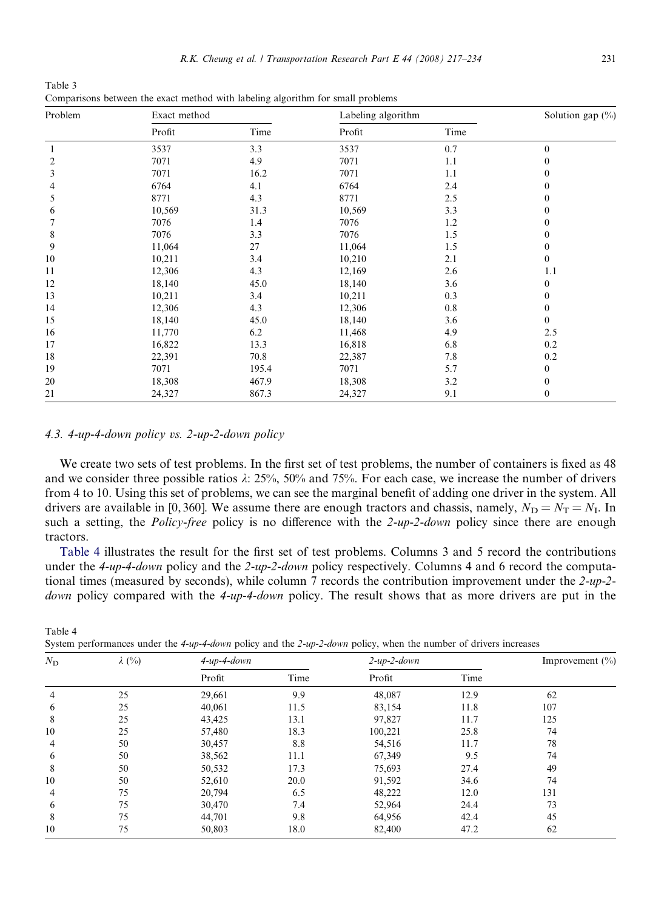Table 3

Comparisons between the exact method with labeling algorithm for small problems

| Problem | Exact method | | Labeling algorithm | | Solution gap (%) |
|---|---|---|---|---|---|
| | Profit | Time | Profit | Time | |
| 1 | 3537 | 3.3 | 3537 | 0.7 | 0 |
| 2 | 7071 | 4.9 | 7071 | 1.1 | 0 |
| 3 | 7071 | 16.2 | 7071 | 1.1 | 0 |
| 4 | 6764 | 4.1 | 6764 | 2.4 | 0 |
| 5 | 8771 | 4.3 | 8771 | 2.5 | 0 |
| 6 | 10,569 | 31.3 | 10,569 | 3.3 | 0 |
| 7 | 7076 | 1.4 | 7076 | 1.2 | 0 |
| 8 | 7076 | 3.3 | 7076 | 1.5 | 0 |
| 9 | 11,064 | 27 | 11,064 | 1.5 | 0 |
| 10 | 10,211 | 3.4 | 10,210 | 2.1 | 0 |
| 11 | 12,306 | 4.3 | 12,169 | 2.6 | 1.1 |
| 12 | 18,140 | 45.0 | 18,140 | 3.6 | 0 |
| 13 | 10,211 | 3.4 | 10,211 | 0.3 | 0 |
| 14 | 12,306 | 4.3 | 12,306 | 0.8 | 0 |
| 15 | 18,140 | 45.0 | 18,140 | 3.6 | 0 |
| 16 | 11,770 | 6.2 | 11,468 | 4.9 | 2.5 |
| 17 | 16,822 | 13.3 | 16,818 | 6.8 | 0.2 |
| 18 | 22,391 | 70.8 | 22,387 | 7.8 | 0.2 |
| 19 | 7071 | 195.4 | 7071 | 5.7 | 0 |
| 20 | 18,308 | 467.9 | 18,308 | 3.2 | 0 |
| 21 | 24,327 | 867.3 | 24,327 | 9.1 | 0 |

### 4.3. *4-up-4-down* policy vs. *2-up-2-down* policy

We create two sets of test problems. In the first set of test problems, the number of containers is fixed as 48 and we consider three possible ratios $\lambda$: 25%, 50% and 75%. For each case, we increase the number of drivers from 4 to 10. Using this set of problems, we can see the marginal benefit of adding one driver in the system. All drivers are available in [0, 360]. We assume there are enough tractors and chassis, namely, $N_D = N_T = N_I$. In such a setting, the *Policy-free* policy is no difference with the *2-up-2-down* policy since there are enough tractors.

Table 4 illustrates the result for the first set of test problems. Columns 3 and 5 record the contributions under the *4-up-4-down* policy and the *2-up-2-down* policy respectively. Columns 4 and 6 record the computational times (measured by seconds), while column 7 records the contribution improvement under the *2-up-2-down* policy compared with the *4-up-4-down* policy. The result shows that as more drivers are put in the

Table 4

System performances under the *4-up-4-down* policy and the *2-up-2-down* policy, when the number of drivers increases

| $N_D$ | $\lambda$ (%) | *4-up-4-down* | | *2-up-2-down* | | Improvement (%) |
|---|---|---|---|---|---|---|
| | | Profit | Time | Profit | Time | |
| 4 | 25 | 29,661 | 9.9 | 48,087 | 12.9 | 62 |
| 6 | 25 | 40,061 | 11.5 | 83,154 | 11.8 | 107 |
| 8 | 25 | 43,425 | 13.1 | 97,827 | 11.7 | 125 |
| 10 | 25 | 57,480 | 18.3 | 100,221 | 25.8 | 74 |
| 4 | 50 | 30,457 | 8.8 | 54,516 | 11.7 | 78 |
| 6 | 50 | 38,562 | 11.1 | 67,349 | 9.5 | 74 |
| 8 | 50 | 50,532 | 17.3 | 75,693 | 27.4 | 49 |
| 10 | 50 | 52,610 | 20.0 | 91,592 | 34.6 | 74 |
| 4 | 75 | 20,794 | 6.5 | 48,222 | 12.0 | 131 |
| 6 | 75 | 30,470 | 7.4 | 52,964 | 24.4 | 73 |
| 8 | 75 | 44,701 | 9.8 | 64,956 | 42.4 | 45 |
| 10 | 75 | 50,803 | 18.0 | 82,400 | 47.2 | 62 |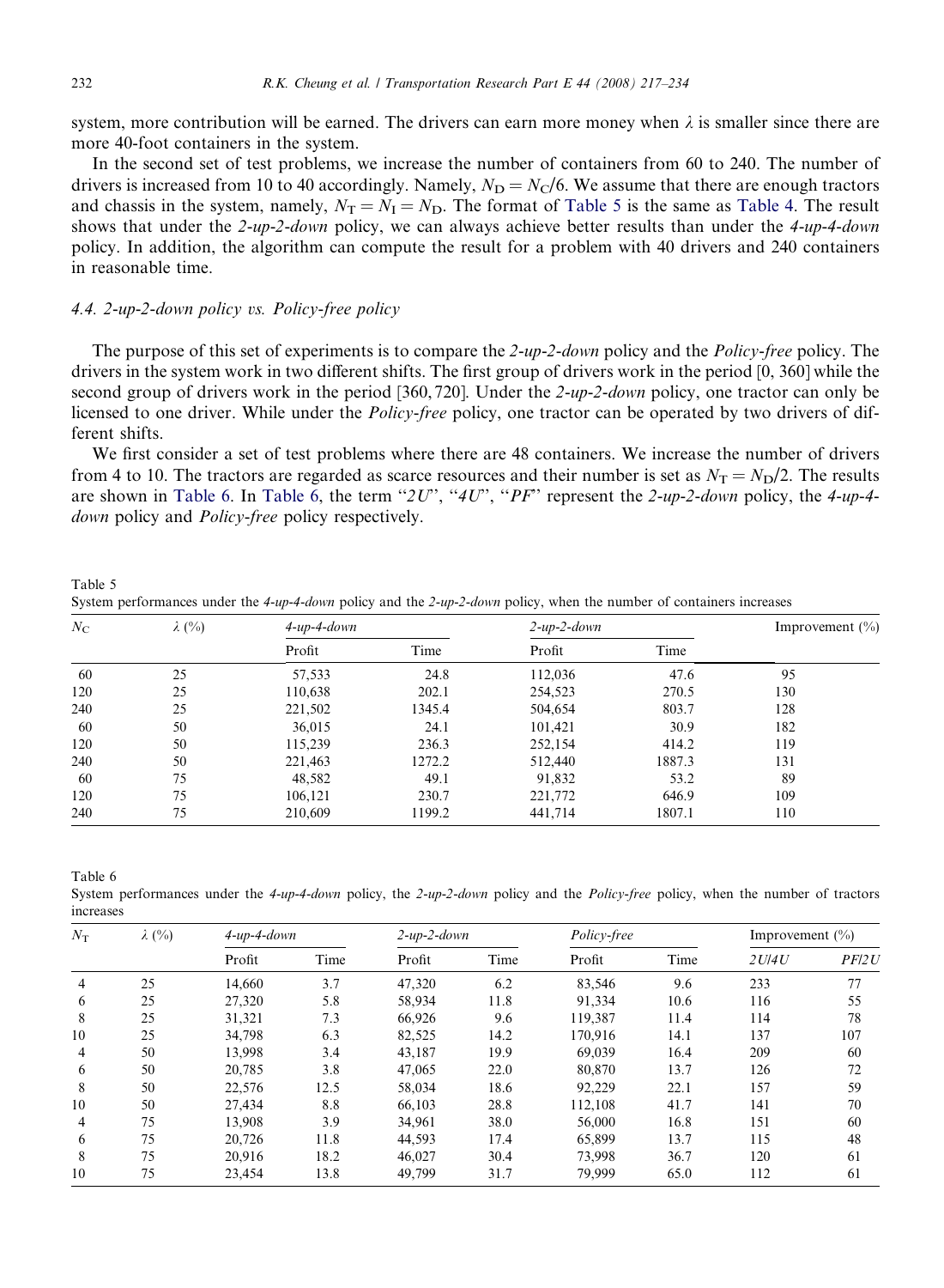system, more contribution will be earned. The drivers can earn more money when $\lambda$ is smaller since there are more 40-foot containers in the system.

In the second set of test problems, we increase the number of containers from 60 to 240. The number of drivers is increased from 10 to 40 accordingly. Namely, $N_D = N_C/6$. We assume that there are enough tractors and chassis in the system, namely, $N_T = N_I = N_D$. The format of Table 5 is the same as Table 4. The result shows that under the *2-up-2-down* policy, we can always achieve better results than under the *4-up-4-down* policy. In addition, the algorithm can compute the result for a problem with 40 drivers and 240 containers in reasonable time.

### 4.4. 2-up-2-down policy vs. Policy-free policy

The purpose of this set of experiments is to compare the *2-up-2-down* policy and the *Policy-free* policy. The drivers in the system work in two different shifts. The first group of drivers work in the period [0, 360] while the second group of drivers work in the period [360, 720]. Under the *2-up-2-down* policy, one tractor can only be licensed to one driver. While under the *Policy-free* policy, one tractor can be operated by two drivers of different shifts.

We first consider a set of test problems where there are 48 containers. We increase the number of drivers from 4 to 10. The tractors are regarded as scarce resources and their number is set as $N_T = N_D/2$. The results are shown in Table 6. In Table 6, the term "*2U*", "*4U*", "*PF*" represent the *2-up-2-down* policy, the *4-up-4-down* policy and *Policy-free* policy respectively.

Table 5
System performances under the *4-up-4-down* policy and the *2-up-2-down* policy, when the number of containers increases

| $N_C$ | $\lambda$ (%) | *4-up-4-down* | | *2-up-2-down* | | Improvement (%) |
|---|---|---|---|---|---|---|
| | | Profit | Time | Profit | Time | |
| 60 | 25 | 57,533 | 24.8 | 112,036 | 47.6 | 95 |
| 120 | 25 | 110,638 | 202.1 | 254,523 | 270.5 | 130 |
| 240 | 25 | 221,502 | 1345.4 | 504,654 | 803.7 | 128 |
| 60 | 50 | 36,015 | 24.1 | 101,421 | 30.9 | 182 |
| 120 | 50 | 115,239 | 236.3 | 252,154 | 414.2 | 119 |
| 240 | 50 | 221,463 | 1272.2 | 512,440 | 1887.3 | 131 |
| 60 | 75 | 48,582 | 49.1 | 91,832 | 53.2 | 89 |
| 120 | 75 | 106,121 | 230.7 | 221,772 | 646.9 | 109 |
| 240 | 75 | 210,609 | 1199.2 | 441,714 | 1807.1 | 110 |

Table 6
System performances under the *4-up-4-down* policy, the *2-up-2-down* policy and the *Policy-free* policy, when the number of tractors increases

| $N_T$ | $\lambda$ (%) | *4-up-4-down* | | *2-up-2-down* | | *Policy-free* | | Improvement (%) | |
|---|---|---|---|---|---|---|---|---|---|
| | | Profit | Time | Profit | Time | Profit | Time | *2U/4U* | *PF/2U* |
| 4 | 25 | 14,660 | 3.7 | 47,320 | 6.2 | 83,546 | 9.6 | 233 | 77 |
| 6 | 25 | 27,320 | 5.8 | 58,934 | 11.8 | 91,334 | 10.6 | 116 | 55 |
| 8 | 25 | 31,321 | 7.3 | 66,926 | 9.6 | 119,387 | 11.4 | 114 | 78 |
| 10 | 25 | 34,798 | 6.3 | 82,525 | 14.2 | 170,916 | 14.1 | 137 | 107 |
| 4 | 50 | 13,998 | 3.4 | 43,187 | 19.9 | 69,039 | 16.4 | 209 | 60 |
| 6 | 50 | 20,785 | 3.8 | 47,065 | 22.0 | 80,870 | 13.7 | 126 | 72 |
| 8 | 50 | 22,576 | 12.5 | 58,034 | 18.6 | 92,229 | 22.1 | 157 | 59 |
| 10 | 50 | 27,434 | 8.8 | 66,103 | 28.8 | 112,108 | 41.7 | 141 | 70 |
| 4 | 75 | 13,908 | 3.9 | 34,961 | 38.0 | 56,000 | 16.8 | 151 | 60 |
| 6 | 75 | 20,726 | 11.8 | 44,593 | 17.4 | 65,899 | 13.7 | 115 | 48 |
| 8 | 75 | 20,916 | 18.2 | 46,027 | 30.4 | 73,998 | 36.7 | 120 | 61 |
| 10 | 75 | 23,454 | 13.8 | 49,799 | 31.7 | 79,999 | 65.0 | 112 | 61 |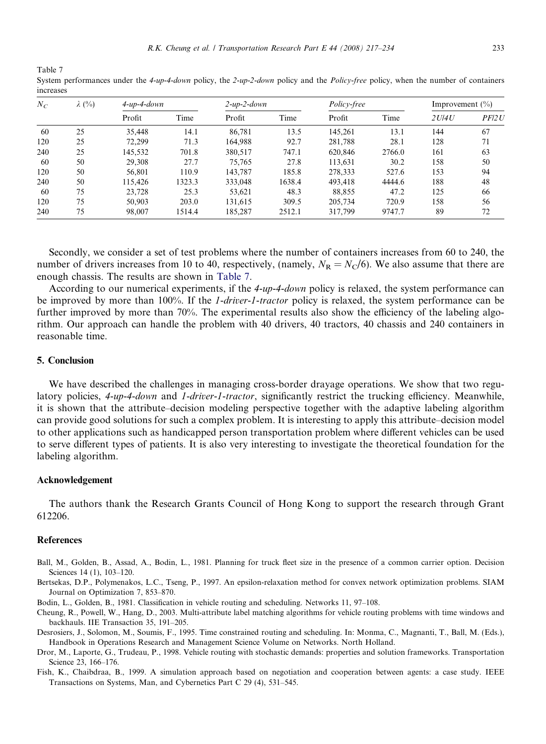Table 7
System performances under the *4-up-4-down* policy, the *2-up-2-down* policy and the *Policy-free* policy, when the number of containers increases

| $N_C$ | $\lambda$ (%) | *4-up-4-down* | | *2-up-2-down* | | *Policy-free* | | Improvement (%) | |
|---|---|---|---|---|---|---|---|---|---|
| | | Profit | Time | Profit | Time | Profit | Time | *2U/4U* | *PF/2U* |
| 60 | 25 | 35,448 | 14.1 | 86,781 | 13.5 | 145,261 | 13.1 | 144 | 67 |
| 120 | 25 | 72,299 | 71.3 | 164,988 | 92.7 | 281,788 | 28.1 | 128 | 71 |
| 240 | 25 | 145,532 | 701.8 | 380,517 | 747.1 | 620,846 | 2766.0 | 161 | 63 |
| 60 | 50 | 29,308 | 27.7 | 75,765 | 27.8 | 113,631 | 30.2 | 158 | 50 |
| 120 | 50 | 56,801 | 110.9 | 143,787 | 185.8 | 278,333 | 527.6 | 153 | 94 |
| 240 | 50 | 115,426 | 1323.3 | 333,048 | 1638.4 | 493,418 | 4444.6 | 188 | 48 |
| 60 | 75 | 23,728 | 25.3 | 53,621 | 48.3 | 88,855 | 47.2 | 125 | 66 |
| 120 | 75 | 50,903 | 203.0 | 131,615 | 309.5 | 205,734 | 720.9 | 158 | 56 |
| 240 | 75 | 98,007 | 1514.4 | 185,287 | 2512.1 | 317,799 | 9747.7 | 89 | 72 |

Secondly, we consider a set of test problems where the number of containers increases from 60 to 240, the number of drivers increases from 10 to 40, respectively, (namely, $N_R = N_C/6$). We also assume that there are enough chassis. The results are shown in Table 7.

According to our numerical experiments, if the *4-up-4-down* policy is relaxed, the system performance can be improved by more than 100%. If the *1-driver-1-tractor* policy is relaxed, the system performance can be further improved by more than 70%. The experimental results also show the efficiency of the labeling algorithm. Our approach can handle the problem with 40 drivers, 40 tractors, 40 chassis and 240 containers in reasonable time.

## 5. Conclusion

We have described the challenges in managing cross-border drayage operations. We show that two regulatory policies, *4-up-4-down* and *1-driver-1-tractor*, significantly restrict the trucking efficiency. Meanwhile, it is shown that the attribute–decision modeling perspective together with the adaptive labeling algorithm can provide good solutions for such a complex problem. It is interesting to apply this attribute–decision model to other applications such as handicapped person transportation problem where different vehicles can be used to serve different types of patients. It is also very interesting to investigate the theoretical foundation for the labeling algorithm.

## Acknowledgement

The authors thank the Research Grants Council of Hong Kong to support the research through Grant 612206.

## References

Ball, M., Golden, B., Assad, A., Bodin, L., 1981. Planning for truck fleet size in the presence of a common carrier option. Decision Sciences 14 (1), 103–120.

Bertsekas, D.P., Polymenakos, L.C., Tseng, P., 1997. An epsilon-relaxation method for convex network optimization problems. SIAM Journal on Optimization 7, 853–870.

Bodin, L., Golden, B., 1981. Classification in vehicle routing and scheduling. Networks 11, 97–108.

Cheung, R., Powell, W., Hang, D., 2003. Multi-attribute label matching algorithms for vehicle routing problems with time windows and backhauls. IIE Transaction 35, 191–205.

Desrosiers, J., Solomon, M., Soumis, F., 1995. Time constrained routing and scheduling. In: Monma, C., Magnanti, T., Ball, M. (Eds.), Handbook in Operations Research and Management Science Volume on Networks. North Holland.

Dror, M., Laporte, G., Trudeau, P., 1998. Vehicle routing with stochastic demands: properties and solution frameworks. Transportation Science 23, 166–176.

Fish, K., Chaibdraa, B., 1999. A simulation approach based on negotiation and cooperation between agents: a case study. IEEE Transactions on Systems, Man, and Cybernetics Part C 29 (4), 531–545.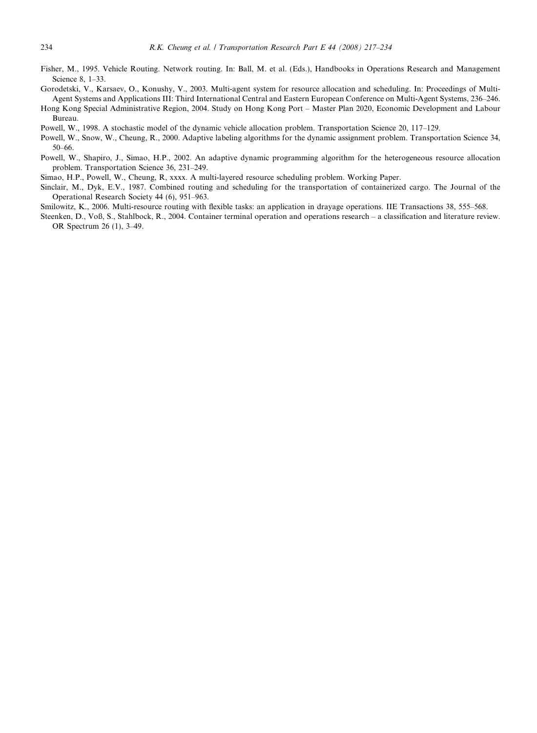Fisher, M., 1995. Vehicle Routing. Network routing. In: Ball, M. et al. (Eds.), Handbooks in Operations Research and Management Science 8, 1–33.

Gorodetski, V., Karsaev, O., Konushy, V., 2003. Multi-agent system for resource allocation and scheduling. In: Proceedings of Multi-Agent Systems and Applications III: Third International Central and Eastern European Conference on Multi-Agent Systems, 236–246.

Hong Kong Special Administrative Region, 2004. Study on Hong Kong Port – Master Plan 2020, Economic Development and Labour Bureau.

Powell, W., 1998. A stochastic model of the dynamic vehicle allocation problem. Transportation Science 20, 117–129.

Powell, W., Snow, W., Cheung, R., 2000. Adaptive labeling algorithms for the dynamic assignment problem. Transportation Science 34, 50–66.

Powell, W., Shapiro, J., Simao, H.P., 2002. An adaptive dynamic programming algorithm for the heterogeneous resource allocation problem. Transportation Science 36, 231–249.

Simao, H.P., Powell, W., Cheung, R, xxxx. A multi-layered resource scheduling problem. Working Paper.

Sinclair, M., Dyk, E.V., 1987. Combined routing and scheduling for the transportation of containerized cargo. The Journal of the Operational Research Society 44 (6), 951–963.

Smilowitz, K., 2006. Multi-resource routing with flexible tasks: an application in drayage operations. IIE Transactions 38, 555–568.

Steenken, D., Voß, S., Stahlbock, R., 2004. Container terminal operation and operations research – a classification and literature review. OR Spectrum 26 (1), 3–49.